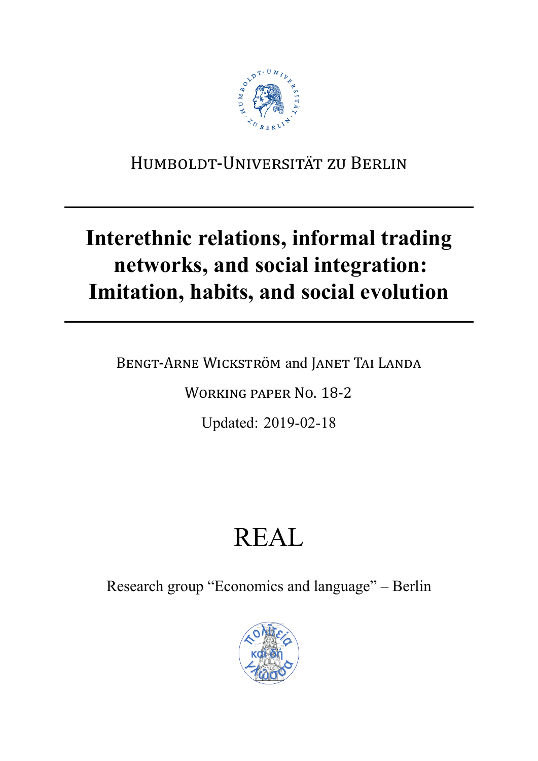Humboldt-Universität zu Berlin

# Interethnic relations, informal trading networks, and social integration: Imitation, habits, and social evolution

Bengt-Arne Wickström and Janet Tai Landa

Working paper No. 18-2

Updated: 2019-02-18

REAL

Research group "Economics and language" – Berlin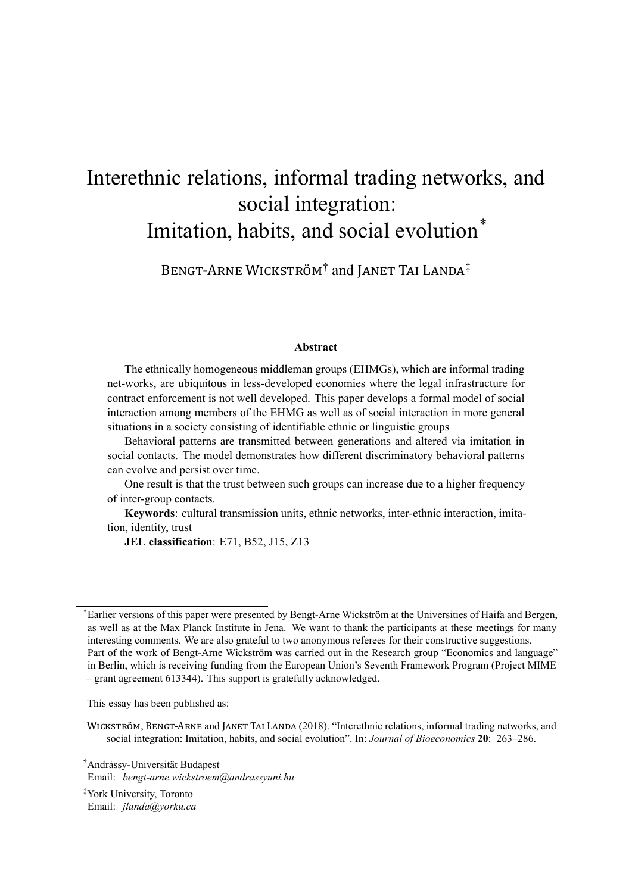# Interethnic relations, informal trading networks, and social integration: Imitation, habits, and social evolution*

Bengt-Arne Wickström† and Janet Tai Landa‡

**Abstract**

The ethnically homogeneous middleman groups (EHMGs), which are informal trading net-works, are ubiquitous in less-developed economies where the legal infrastructure for contract enforcement is not well developed. This paper develops a formal model of social interaction among members of the EHMG as well as of social interaction in more general situations in a society consisting of identifiable ethnic or linguistic groups

Behavioral patterns are transmitted between generations and altered via imitation in social contacts. The model demonstrates how different discriminatory behavioral patterns can evolve and persist over time.

One result is that the trust between such groups can increase due to a higher frequency of inter-group contacts.

**Keywords**: cultural transmission units, ethnic networks, inter-ethnic interaction, imitation, identity, trust

**JEL classification**: E71, B52, J15, Z13

---

*Earlier versions of this paper were presented by Bengt-Arne Wickström at the Universities of Haifa and Bergen, as well as at the Max Planck Institute in Jena. We want to thank the participants at these meetings for many interesting comments. We are also grateful to two anonymous referees for their constructive suggestions. Part of the work of Bengt-Arne Wickström was carried out in the Research group "Economics and language" in Berlin, which is receiving funding from the European Union's Seventh Framework Program (Project MIME – grant agreement 613344). This support is gratefully acknowledged.

This essay has been published as:

Wickström, Bengt-Arne and Janet Tai Landa (2018). "Interethnic relations, informal trading networks, and social integration: Imitation, habits, and social evolution". In: *Journal of Bioeconomics* **20**: 263–286.

†Andrássy-Universität Budapest
Email: *bengt-arne.wickstroem@andrassyuni.hu*

‡York University, Toronto
Email: *jlanda@yorku.ca*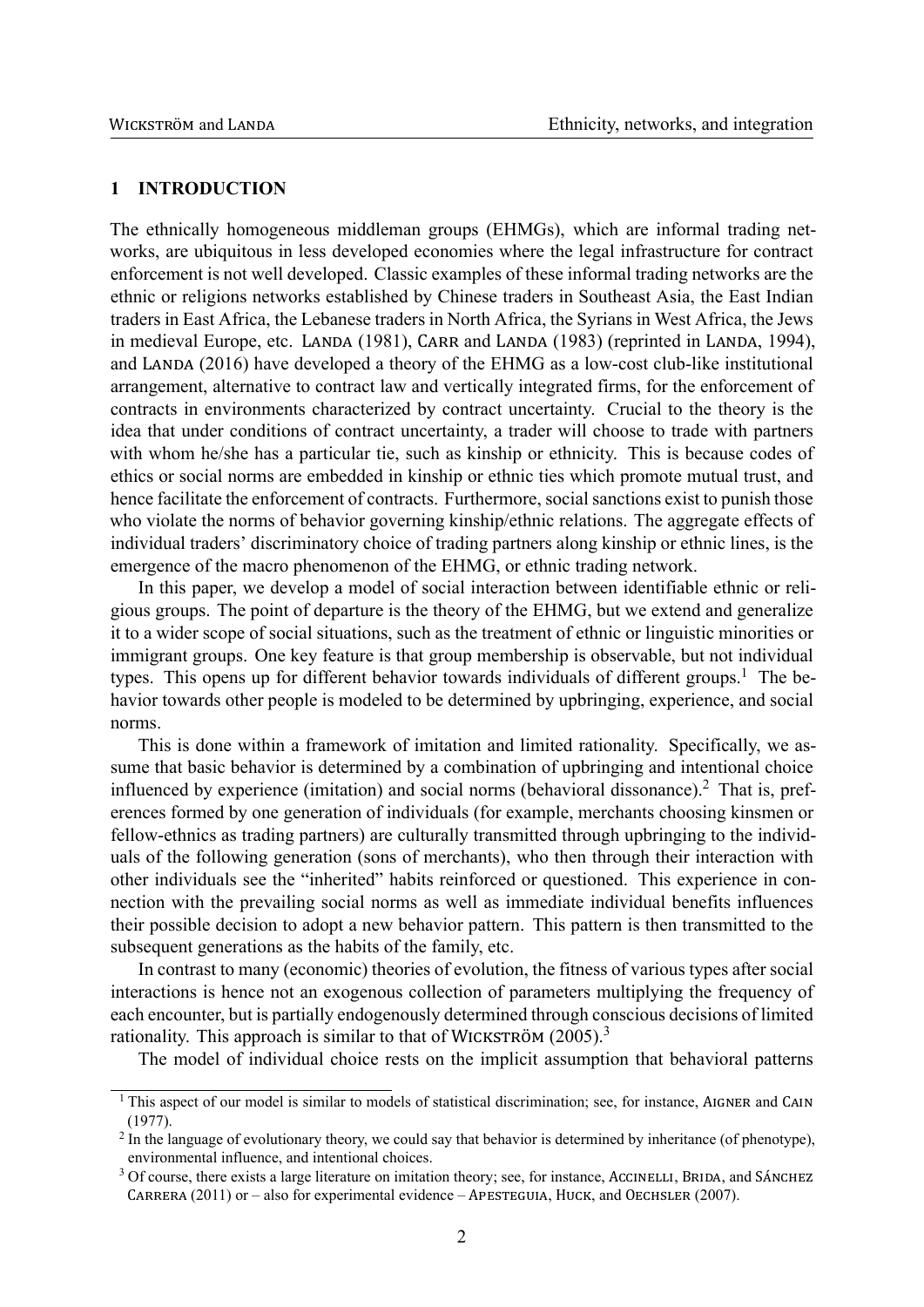## 1 INTRODUCTION

The ethnically homogeneous middleman groups (EHMGs), which are informal trading networks, are ubiquitous in less developed economies where the legal infrastructure for contract enforcement is not well developed. Classic examples of these informal trading networks are the ethnic or religions networks established by Chinese traders in Southeast Asia, the East Indian traders in East Africa, the Lebanese traders in North Africa, the Syrians in West Africa, the Jews in medieval Europe, etc. LANDA (1981), CARR and LANDA (1983) (reprinted in LANDA, 1994), and LANDA (2016) have developed a theory of the EHMG as a low-cost club-like institutional arrangement, alternative to contract law and vertically integrated firms, for the enforcement of contracts in environments characterized by contract uncertainty. Crucial to the theory is the idea that under conditions of contract uncertainty, a trader will choose to trade with partners with whom he/she has a particular tie, such as kinship or ethnicity. This is because codes of ethics or social norms are embedded in kinship or ethnic ties which promote mutual trust, and hence facilitate the enforcement of contracts. Furthermore, social sanctions exist to punish those who violate the norms of behavior governing kinship/ethnic relations. The aggregate effects of individual traders' discriminatory choice of trading partners along kinship or ethnic lines, is the emergence of the macro phenomenon of the EHMG, or ethnic trading network.

In this paper, we develop a model of social interaction between identifiable ethnic or religious groups. The point of departure is the theory of the EHMG, but we extend and generalize it to a wider scope of social situations, such as the treatment of ethnic or linguistic minorities or immigrant groups. One key feature is that group membership is observable, but not individual types. This opens up for different behavior towards individuals of different groups.[1] The behavior towards other people is modeled to be determined by upbringing, experience, and social norms.

This is done within a framework of imitation and limited rationality. Specifically, we assume that basic behavior is determined by a combination of upbringing and intentional choice influenced by experience (imitation) and social norms (behavioral dissonance).[2] That is, preferences formed by one generation of individuals (for example, merchants choosing kinsmen or fellow-ethnics as trading partners) are culturally transmitted through upbringing to the individuals of the following generation (sons of merchants), who then through their interaction with other individuals see the "inherited" habits reinforced or questioned. This experience in connection with the prevailing social norms as well as immediate individual benefits influences their possible decision to adopt a new behavior pattern. This pattern is then transmitted to the subsequent generations as the habits of the family, etc.

In contrast to many (economic) theories of evolution, the fitness of various types after social interactions is hence not an exogenous collection of parameters multiplying the frequency of each encounter, but is partially endogenously determined through conscious decisions of limited rationality. This approach is similar to that of WICKSTRÖM (2005).[3]

The model of individual choice rests on the implicit assumption that behavioral patterns

[1] This aspect of our model is similar to models of statistical discrimination; see, for instance, AIGNER and CAIN (1977).

[2] In the language of evolutionary theory, we could say that behavior is determined by inheritance (of phenotype), environmental influence, and intentional choices.

[3] Of course, there exists a large literature on imitation theory; see, for instance, ACCINELLI, BRIDA, and SÁNCHEZ CARRERA (2011) or – also for experimental evidence – APESTEGUIA, HUCK, and OECHSLER (2007).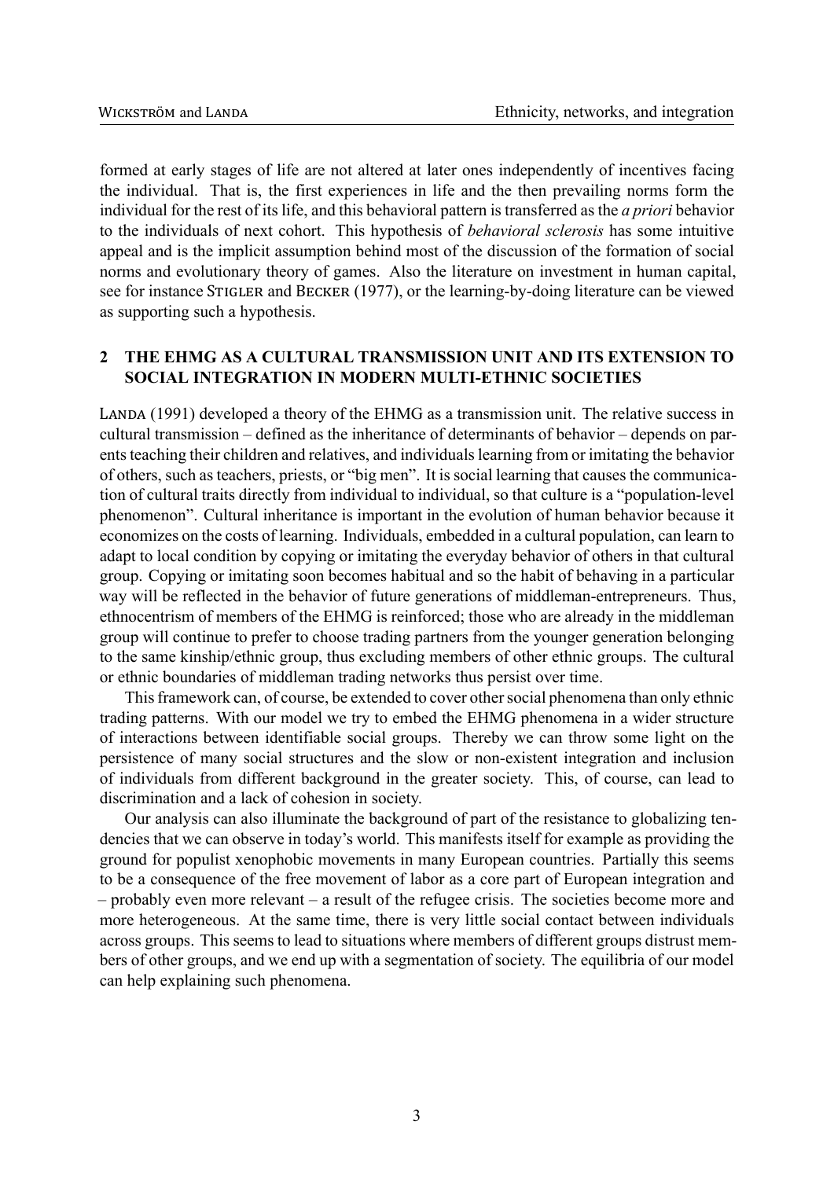formed at early stages of life are not altered at later ones independently of incentives facing the individual. That is, the first experiences in life and the then prevailing norms form the individual for the rest of its life, and this behavioral pattern is transferred as the *a priori* behavior to the individuals of next cohort. This hypothesis of *behavioral sclerosis* has some intuitive appeal and is the implicit assumption behind most of the discussion of the formation of social norms and evolutionary theory of games. Also the literature on investment in human capital, see for instance Stigler and Becker (1977), or the learning-by-doing literature can be viewed as supporting such a hypothesis.

## 2 THE EHMG AS A CULTURAL TRANSMISSION UNIT AND ITS EXTENSION TO SOCIAL INTEGRATION IN MODERN MULTI-ETHNIC SOCIETIES

Landa (1991) developed a theory of the EHMG as a transmission unit. The relative success in cultural transmission – defined as the inheritance of determinants of behavior – depends on parents teaching their children and relatives, and individuals learning from or imitating the behavior of others, such as teachers, priests, or "big men". It is social learning that causes the communication of cultural traits directly from individual to individual, so that culture is a "population-level phenomenon". Cultural inheritance is important in the evolution of human behavior because it economizes on the costs of learning. Individuals, embedded in a cultural population, can learn to adapt to local condition by copying or imitating the everyday behavior of others in that cultural group. Copying or imitating soon becomes habitual and so the habit of behaving in a particular way will be reflected in the behavior of future generations of middleman-entrepreneurs. Thus, ethnocentrism of members of the EHMG is reinforced; those who are already in the middleman group will continue to prefer to choose trading partners from the younger generation belonging to the same kinship/ethnic group, thus excluding members of other ethnic groups. The cultural or ethnic boundaries of middleman trading networks thus persist over time.

This framework can, of course, be extended to cover other social phenomena than only ethnic trading patterns. With our model we try to embed the EHMG phenomena in a wider structure of interactions between identifiable social groups. Thereby we can throw some light on the persistence of many social structures and the slow or non-existent integration and inclusion of individuals from different background in the greater society. This, of course, can lead to discrimination and a lack of cohesion in society.

Our analysis can also illuminate the background of part of the resistance to globalizing tendencies that we can observe in today's world. This manifests itself for example as providing the ground for populist xenophobic movements in many European countries. Partially this seems to be a consequence of the free movement of labor as a core part of European integration and – probably even more relevant – a result of the refugee crisis. The societies become more and more heterogeneous. At the same time, there is very little social contact between individuals across groups. This seems to lead to situations where members of different groups distrust members of other groups, and we end up with a segmentation of society. The equilibria of our model can help explaining such phenomena.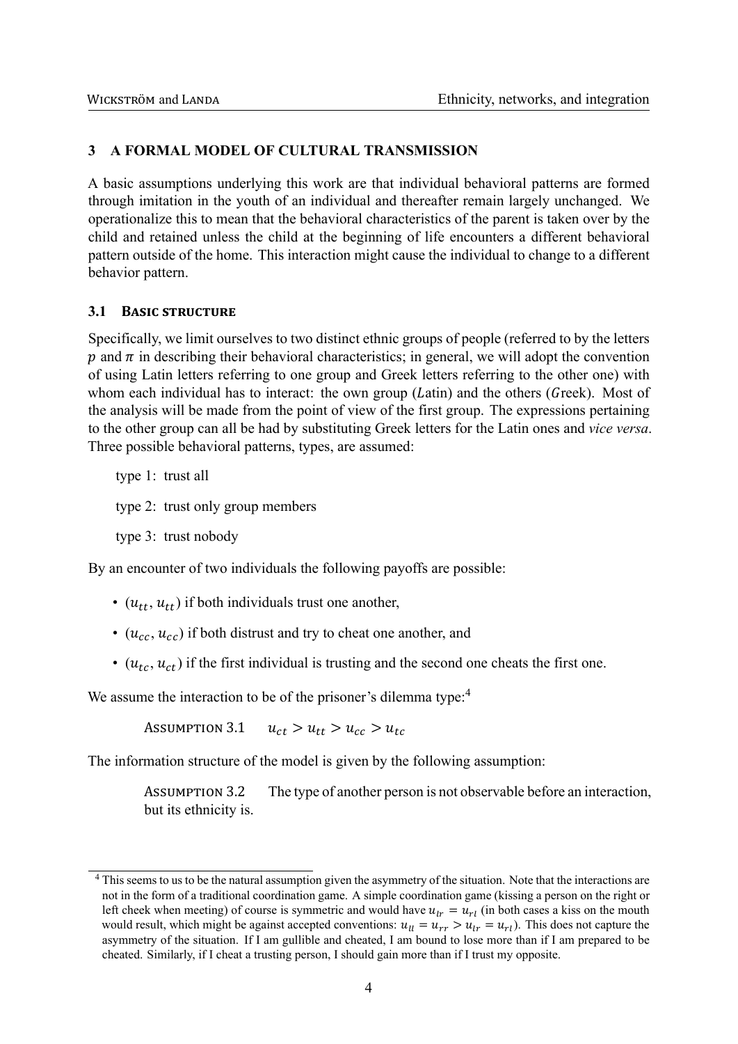## 3 A FORMAL MODEL OF CULTURAL TRANSMISSION

A basic assumptions underlying this work are that individual behavioral patterns are formed through imitation in the youth of an individual and thereafter remain largely unchanged. We operationalize this to mean that the behavioral characteristics of the parent is taken over by the child and retained unless the child at the beginning of life encounters a different behavioral pattern outside of the home. This interaction might cause the individual to change to a different behavior pattern.

### 3.1 Basic structure

Specifically, we limit ourselves to two distinct ethnic groups of people (referred to by the letters $p$ and $\pi$ in describing their behavioral characteristics; in general, we will adopt the convention of using Latin letters referring to one group and Greek letters referring to the other one) with whom each individual has to interact: the own group ($L$atin) and the others ($G$reek). Most of the analysis will be made from the point of view of the first group. The expressions pertaining to the other group can all be had by substituting Greek letters for the Latin ones and *vice versa*. Three possible behavioral patterns, types, are assumed:

type 1: trust all

type 2: trust only group members

type 3: trust nobody

By an encounter of two individuals the following payoffs are possible:

- $(u_{tt}, u_{tt})$ if both individuals trust one another,
- $(u_{cc}, u_{cc})$ if both distrust and try to cheat one another, and
- $(u_{tc}, u_{ct})$ if the first individual is trusting and the second one cheats the first one.

We assume the interaction to be of the prisoner's dilemma type:[4]

Assumption 3.1 $\quad u_{ct} > u_{tt} > u_{cc} > u_{tc}$

The information structure of the model is given by the following assumption:

> Assumption 3.2 The type of another person is not observable before an interaction, but its ethnicity is.

[4] This seems to us to be the natural assumption given the asymmetry of the situation. Note that the interactions are not in the form of a traditional coordination game. A simple coordination game (kissing a person on the right or left cheek when meeting) of course is symmetric and would have $u_{lr} = u_{rl}$ (in both cases a kiss on the mouth would result, which might be against accepted conventions: $u_{ll} = u_{rr} > u_{lr} = u_{rl}$). This does not capture the asymmetry of the situation. If I am gullible and cheated, I am bound to lose more than if I am prepared to be cheated. Similarly, if I cheat a trusting person, I should gain more than if I trust my opposite.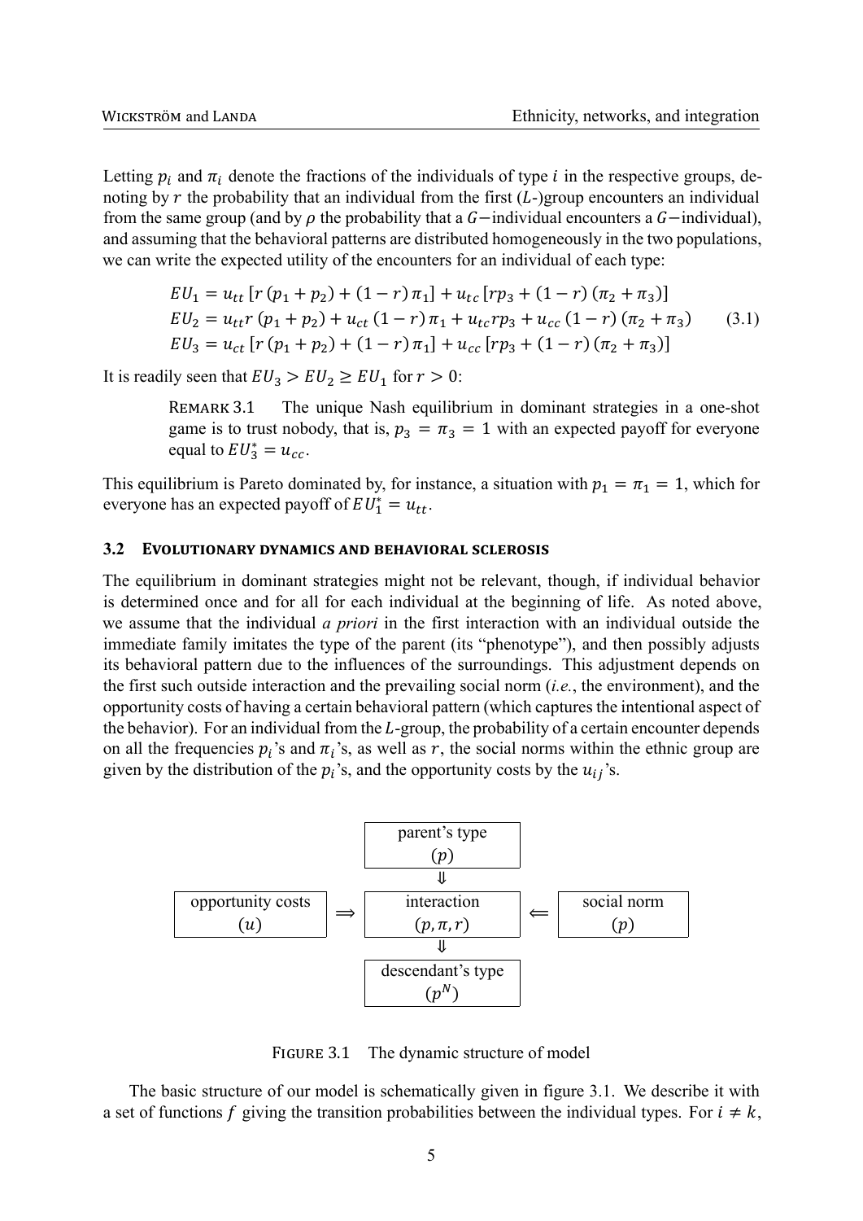Letting $p_i$ and $\pi_i$ denote the fractions of the individuals of type $i$ in the respective groups, denoting by $r$ the probability that an individual from the first ($L$-)group encounters an individual from the same group (and by $\rho$ the probability that a $G-$individual encounters a $G-$individual), and assuming that the behavioral patterns are distributed homogeneously in the two populations, we can write the expected utility of the encounters for an individual of each type:

$$
\begin{aligned}
EU_1 &= u_{tt}\left[r\left(p_1+p_2\right)+(1-r)\,\pi_1\right]+u_{tc}\left[rp_3+(1-r)\left(\pi_2+\pi_3\right)\right]\\
EU_2 &= u_{tt}r\left(p_1+p_2\right)+u_{ct}\left(1-r\right)\pi_1+u_{tc}rp_3+u_{cc}\left(1-r\right)\left(\pi_2+\pi_3\right)\\
EU_3 &= u_{ct}\left[r\left(p_1+p_2\right)+(1-r)\,\pi_1\right]+u_{cc}\left[rp_3+(1-r)\left(\pi_2+\pi_3\right)\right]
\end{aligned}
\tag{3.1}
$$

It is readily seen that $EU_3 > EU_2 \geq EU_1$ for $r > 0$:

> Remark 3.1 The unique Nash equilibrium in dominant strategies in a one-shot game is to trust nobody, that is, $p_3 = \pi_3 = 1$ with an expected payoff for everyone equal to $EU_3^* = u_{cc}$.

This equilibrium is Pareto dominated by, for instance, a situation with $p_1 = \pi_1 = 1$, which for everyone has an expected payoff of $EU_1^* = u_{tt}$.

### 3.2 Evolutionary dynamics and behavioral sclerosis

The equilibrium in dominant strategies might not be relevant, though, if individual behavior is determined once and for all for each individual at the beginning of life. As noted above, we assume that the individual *a priori* in the first interaction with an individual outside the immediate family imitates the type of the parent (its "phenotype"), and then possibly adjusts its behavioral pattern due to the influences of the surroundings. This adjustment depends on the first such outside interaction and the prevailing social norm (*i.e.*, the environment), and the opportunity costs of having a certain behavioral pattern (which captures the intentional aspect of the behavior). For an individual from the $L$-group, the probability of a certain encounter depends on all the frequencies $p_i$'s and $\pi_i$'s, as well as $r$, the social norms within the ethnic group are given by the distribution of the $p_i$'s, and the opportunity costs by the $u_{ij}$'s.

```
                         parent's type
                              (p)
                               ⇓
opportunity costs  ⇒      interaction       ⇐   social norm
       (u)                 (p, π, r)                (p)
                               ⇓
                       descendant's type
                             (p^N)
```

Figure 3.1 The dynamic structure of model

The basic structure of our model is schematically given in figure 3.1. We describe it with a set of functions $f$ giving the transition probabilities between the individual types. For $i \neq k$,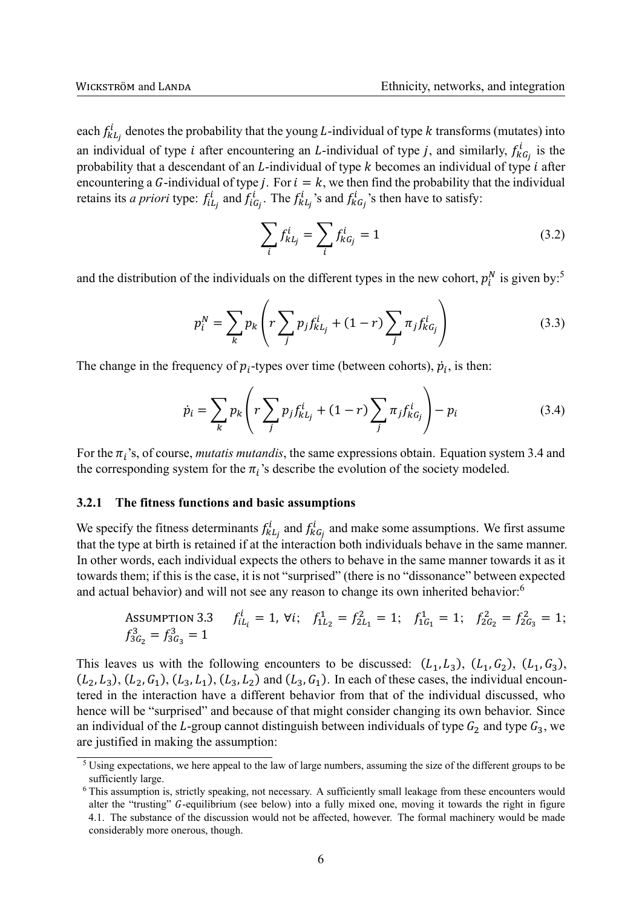each $f^i_{kL_j}$ denotes the probability that the young $L$-individual of type $k$ transforms (mutates) into an individual of type $i$ after encountering an $L$-individual of type $j$, and similarly, $f^i_{kG_j}$ is the probability that a descendant of an $L$-individual of type $k$ becomes an individual of type $i$ after encountering a $G$-individual of type $j$. For $i = k$, we then find the probability that the individual retains its *a priori* type: $f^i_{iL_j}$ and $f^i_{iG_j}$. The $f^i_{kL_j}$'s and $f^i_{kG_j}$'s then have to satisfy:

$$\sum_i f^i_{kL_j} = \sum_i f^i_{kG_j} = 1 \tag{3.2}$$

and the distribution of the individuals on the different types in the new cohort, $p^N_i$ is given by:[5]

$$p^N_i = \sum_k p_k \left( r \sum_j p_j f^i_{kL_j} + (1-r) \sum_j \pi_j f^i_{kG_j} \right) \tag{3.3}$$

The change in the frequency of $p_i$-types over time (between cohorts), $\dot{p}_i$, is then:

$$\dot{p}_i = \sum_k p_k \left( r \sum_j p_j f^i_{kL_j} + (1-r) \sum_j \pi_j f^i_{kG_j} \right) - p_i \tag{3.4}$$

For the $\pi_i$'s, of course, *mutatis mutandis*, the same expressions obtain. Equation system 3.4 and the corresponding system for the $\pi_i$'s describe the evolution of the society modeled.

### 3.2.1 The fitness functions and basic assumptions

We specify the fitness determinants $f^i_{kL_j}$ and $f^i_{kG_j}$ and make some assumptions. We first assume that the type at birth is retained if at the interaction both individuals behave in the same manner. In other words, each individual expects the others to behave in the same manner towards it as it towards them; if this is the case, it is not "surprised" (there is no "dissonance" between expected and actual behavior) and will not see any reason to change its own inherited behavior:[6]

Assumption 3.3 $\quad f^i_{iL_i} = 1,\ \forall i;\quad f^1_{1L_2} = f^2_{2L_1} = 1;\quad f^1_{1G_1} = 1;\quad f^2_{2G_2} = f^2_{2G_3} = 1;$ $f^3_{3G_2} = f^3_{3G_3} = 1$

This leaves us with the following encounters to be discussed: $(L_1, L_3)$, $(L_1, G_2)$, $(L_1, G_3)$, $(L_2, L_3)$, $(L_2, G_1)$, $(L_3, L_1)$, $(L_3, L_2)$ and $(L_3, G_1)$. In each of these cases, the individual encountered in the interaction have a different behavior from that of the individual discussed, who hence will be "surprised" and because of that might consider changing its own behavior. Since an individual of the $L$-group cannot distinguish between individuals of type $G_2$ and type $G_3$, we are justified in making the assumption:

[5] Using expectations, we here appeal to the law of large numbers, assuming the size of the different groups to be sufficiently large.

[6] This assumption is, strictly speaking, not necessary. A sufficiently small leakage from these encounters would alter the "trusting" $G$-equilibrium (see below) into a fully mixed one, moving it towards the right in figure 4.1. The substance of the discussion would not be affected, however. The formal machinery would be made considerably more onerous, though.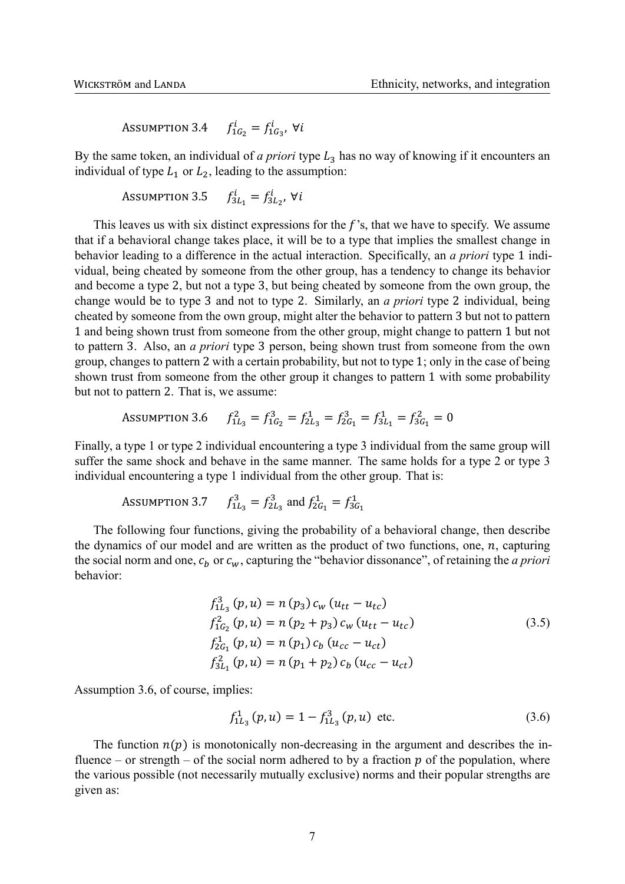Assumption 3.4 $\quad f^{i}_{1G_2} = f^{i}_{1G_3},\ \forall i$

By the same token, an individual of *a priori* type $L_3$ has no way of knowing if it encounters an individual of type $L_1$ or $L_2$, leading to the assumption:

Assumption 3.5 $\quad f^{i}_{3L_1} = f^{i}_{3L_2},\ \forall i$

This leaves us with six distinct expressions for the $f$'s, that we have to specify. We assume that if a behavioral change takes place, it will be to a type that implies the smallest change in behavior leading to a difference in the actual interaction. Specifically, an *a priori* type 1 individual, being cheated by someone from the other group, has a tendency to change its behavior and become a type 2, but not a type 3, but being cheated by someone from the own group, the change would be to type 3 and not to type 2. Similarly, an *a priori* type 2 individual, being cheated by someone from the own group, might alter the behavior to pattern 3 but not to pattern 1 and being shown trust from someone from the other group, might change to pattern 1 but not to pattern 3. Also, an *a priori* type 3 person, being shown trust from someone from the own group, changes to pattern 2 with a certain probability, but not to type 1; only in the case of being shown trust from someone from the other group it changes to pattern 1 with some probability but not to pattern 2. That is, we assume:

Assumption 3.6 $\quad f^{2}_{1L_3} = f^{3}_{1G_2} = f^{1}_{2L_3} = f^{3}_{2G_1} = f^{1}_{3L_1} = f^{2}_{3G_1} = 0$

Finally, a type 1 or type 2 individual encountering a type 3 individual from the same group will suffer the same shock and behave in the same manner. The same holds for a type 2 or type 3 individual encountering a type 1 individual from the other group. That is:

Assumption 3.7 $\quad f^{3}_{1L_3} = f^{3}_{2L_3}$ and $f^{1}_{2G_1} = f^{1}_{3G_1}$

The following four functions, giving the probability of a behavioral change, then describe the dynamics of our model and are written as the product of two functions, one, $n$, capturing the social norm and one, $c_b$ or $c_w$, capturing the "behavior dissonance", of retaining the *a priori* behavior:

$$
\begin{aligned}
f^{3}_{1L_3}(p,u) &= n(p_3)\, c_w(u_{tt} - u_{tc}) \\
f^{2}_{1G_2}(p,u) &= n(p_2 + p_3)\, c_w(u_{tt} - u_{tc}) \\
f^{1}_{2G_1}(p,u) &= n(p_1)\, c_b(u_{cc} - u_{ct}) \\
f^{2}_{3L_1}(p,u) &= n(p_1 + p_2)\, c_b(u_{cc} - u_{ct})
\end{aligned}
\tag{3.5}
$$

Assumption 3.6, of course, implies:

$$
f^{1}_{1L_3}(p,u) = 1 - f^{3}_{1L_3}(p,u) \text{ etc.} \tag{3.6}
$$

The function $n(p)$ is monotonically non-decreasing in the argument and describes the influence – or strength – of the social norm adhered to by a fraction $p$ of the population, where the various possible (not necessarily mutually exclusive) norms and their popular strengths are given as: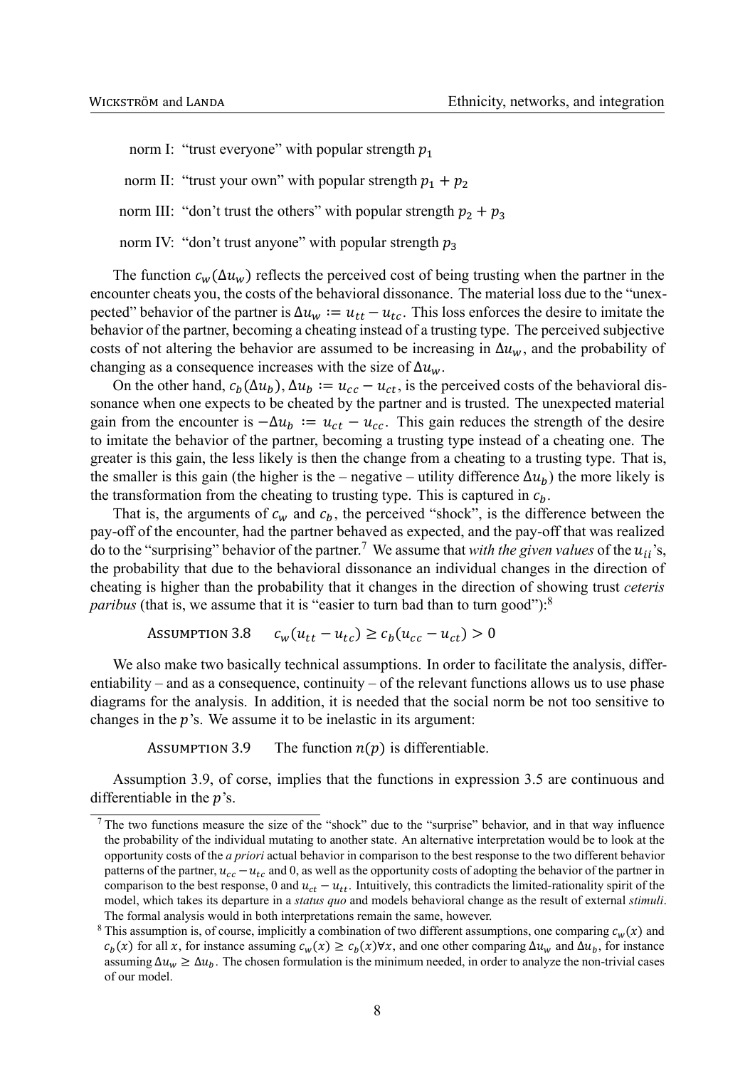norm I: "trust everyone" with popular strength $p_1$

norm II: "trust your own" with popular strength $p_1 + p_2$

norm III: "don't trust the others" with popular strength $p_2 + p_3$

norm IV: "don't trust anyone" with popular strength $p_3$

The function $c_w(\Delta u_w)$ reflects the perceived cost of being trusting when the partner in the encounter cheats you, the costs of the behavioral dissonance. The material loss due to the "unexpected" behavior of the partner is $\Delta u_w := u_{tt} - u_{tc}$. This loss enforces the desire to imitate the behavior of the partner, becoming a cheating instead of a trusting type. The perceived subjective costs of not altering the behavior are assumed to be increasing in $\Delta u_w$, and the probability of changing as a consequence increases with the size of $\Delta u_w$.

On the other hand, $c_b(\Delta u_b)$, $\Delta u_b := u_{cc} - u_{ct}$, is the perceived costs of the behavioral dissonance when one expects to be cheated by the partner and is trusted. The unexpected material gain from the encounter is $-\Delta u_b := u_{ct} - u_{cc}$. This gain reduces the strength of the desire to imitate the behavior of the partner, becoming a trusting type instead of a cheating one. The greater is this gain, the less likely is then the change from a cheating to a trusting type. That is, the smaller is this gain (the higher is the – negative – utility difference $\Delta u_b$) the more likely is the transformation from the cheating to trusting type. This is captured in $c_b$.

That is, the arguments of $c_w$ and $c_b$, the perceived "shock", is the difference between the pay-off of the encounter, had the partner behaved as expected, and the pay-off that was realized do to the "surprising" behavior of the partner.[7] We assume that *with the given values* of the $u_{ii}$'s, the probability that due to the behavioral dissonance an individual changes in the direction of cheating is higher than the probability that it changes in the direction of showing trust *ceteris paribus* (that is, we assume that it is "easier to turn bad than to turn good"):[8]

Assumption 3.8 $\quad c_w(u_{tt} - u_{tc}) \geq c_b(u_{cc} - u_{ct}) > 0$

We also make two basically technical assumptions. In order to facilitate the analysis, differentiability – and as a consequence, continuity – of the relevant functions allows us to use phase diagrams for the analysis. In addition, it is needed that the social norm be not too sensitive to changes in the $p$'s. We assume it to be inelastic in its argument:

Assumption 3.9 $\quad$ The function $n(p)$ is differentiable.

Assumption 3.9, of corse, implies that the functions in expression 3.5 are continuous and differentiable in the $p$'s.

[7] The two functions measure the size of the "shock" due to the "surprise" behavior, and in that way influence the probability of the individual mutating to another state. An alternative interpretation would be to look at the opportunity costs of the *a priori* actual behavior in comparison to the best response to the two different behavior patterns of the partner, $u_{cc} - u_{tc}$ and 0, as well as the opportunity costs of adopting the behavior of the partner in comparison to the best response, 0 and $u_{ct} - u_{tt}$. Intuitively, this contradicts the limited-rationality spirit of the model, which takes its departure in a *status quo* and models behavioral change as the result of external *stimuli*. The formal analysis would in both interpretations remain the same, however.

[8] This assumption is, of course, implicitly a combination of two different assumptions, one comparing $c_w(x)$ and $c_b(x)$ for all $x$, for instance assuming $c_w(x) \geq c_b(x) \forall x$, and one other comparing $\Delta u_w$ and $\Delta u_b$, for instance assuming $\Delta u_w \geq \Delta u_b$. The chosen formulation is the minimum needed, in order to analyze the non-trivial cases of our model.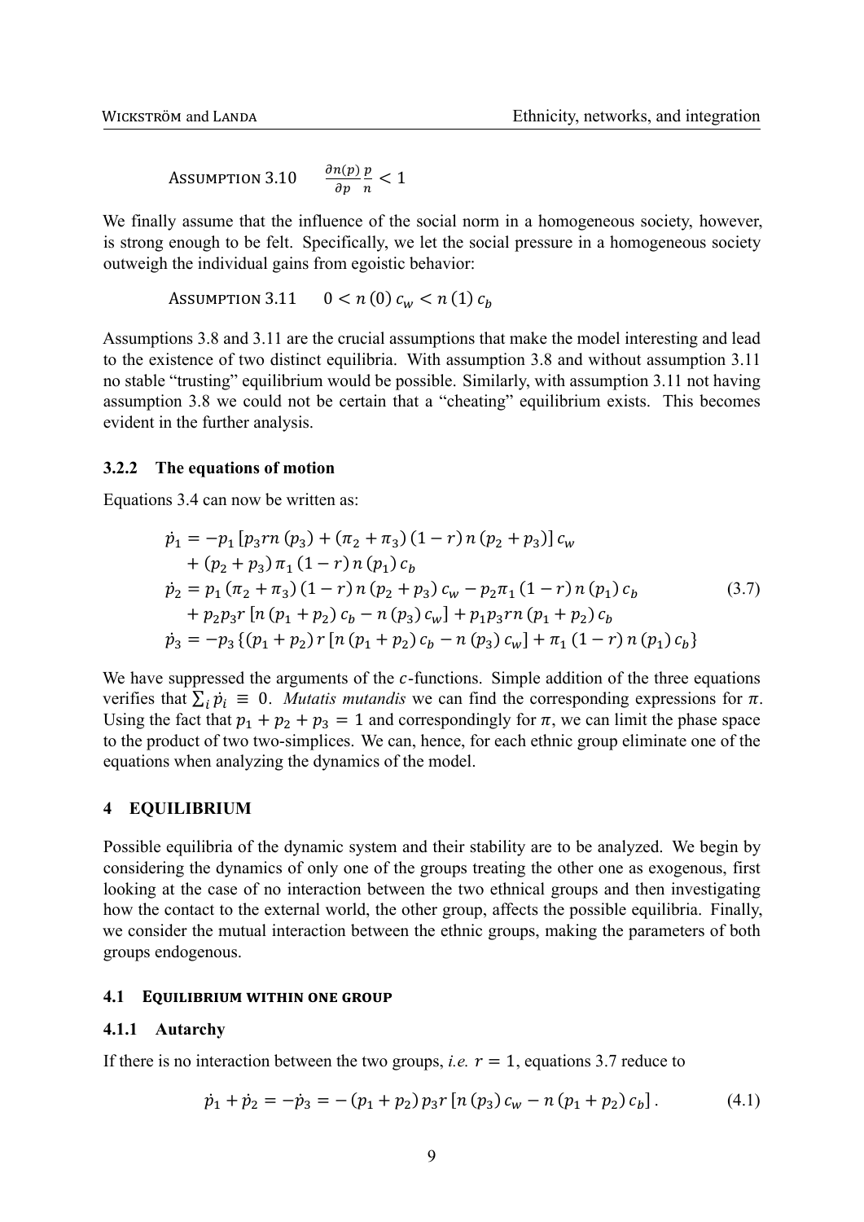ASSUMPTION 3.10 $\quad \frac{\partial n(p)}{\partial p}\frac{p}{n} < 1$

We finally assume that the influence of the social norm in a homogeneous society, however, is strong enough to be felt. Specifically, we let the social pressure in a homogeneous society outweigh the individual gains from egoistic behavior:

ASSUMPTION 3.11 $\quad 0 < n(0)\, c_w < n(1)\, c_b$

Assumptions 3.8 and 3.11 are the crucial assumptions that make the model interesting and lead to the existence of two distinct equilibria. With assumption 3.8 and without assumption 3.11 no stable "trusting" equilibrium would be possible. Similarly, with assumption 3.11 not having assumption 3.8 we could not be certain that a "cheating" equilibrium exists. This becomes evident in the further analysis.

### 3.2.2 The equations of motion

Equations 3.4 can now be written as:

$$
\begin{aligned}
\dot{p}_1 &= -p_1\left[p_3 r n(p_3) + (\pi_2 + \pi_3)(1-r)\, n(p_2 + p_3)\right] c_w \\
&\quad + (p_2 + p_3)\, \pi_1 (1-r)\, n(p_1)\, c_b \\
\dot{p}_2 &= p_1 (\pi_2 + \pi_3)(1-r)\, n(p_2 + p_3)\, c_w - p_2 \pi_1 (1-r)\, n(p_1)\, c_b \\
&\quad + p_2 p_3 r\left[n(p_1 + p_2)\, c_b - n(p_3)\, c_w\right] + p_1 p_3 r n(p_1 + p_2)\, c_b \\
\dot{p}_3 &= -p_3\left\{(p_1 + p_2)\, r\left[n(p_1 + p_2)\, c_b - n(p_3)\, c_w\right] + \pi_1 (1-r)\, n(p_1)\, c_b\right\}
\end{aligned}
\tag{3.7}
$$

We have suppressed the arguments of the $c$-functions. Simple addition of the three equations verifies that $\sum_i \dot{p}_i \equiv 0$. *Mutatis mutandis* we can find the corresponding expressions for $\pi$. Using the fact that $p_1 + p_2 + p_3 = 1$ and correspondingly for $\pi$, we can limit the phase space to the product of two two-simplices. We can, hence, for each ethnic group eliminate one of the equations when analyzing the dynamics of the model.

## 4 EQUILIBRIUM

Possible equilibria of the dynamic system and their stability are to be analyzed. We begin by considering the dynamics of only one of the groups treating the other one as exogenous, first looking at the case of no interaction between the two ethnical groups and then investigating how the contact to the external world, the other group, affects the possible equilibria. Finally, we consider the mutual interaction between the ethnic groups, making the parameters of both groups endogenous.

### 4.1 EQUILIBRIUM WITHIN ONE GROUP

#### 4.1.1 Autarchy

If there is no interaction between the two groups, *i.e.* $r = 1$, equations 3.7 reduce to

$$
\dot{p}_1 + \dot{p}_2 = -\dot{p}_3 = -(p_1 + p_2)\, p_3 r\left[n(p_3)\, c_w - n(p_1 + p_2)\, c_b\right]. \tag{4.1}
$$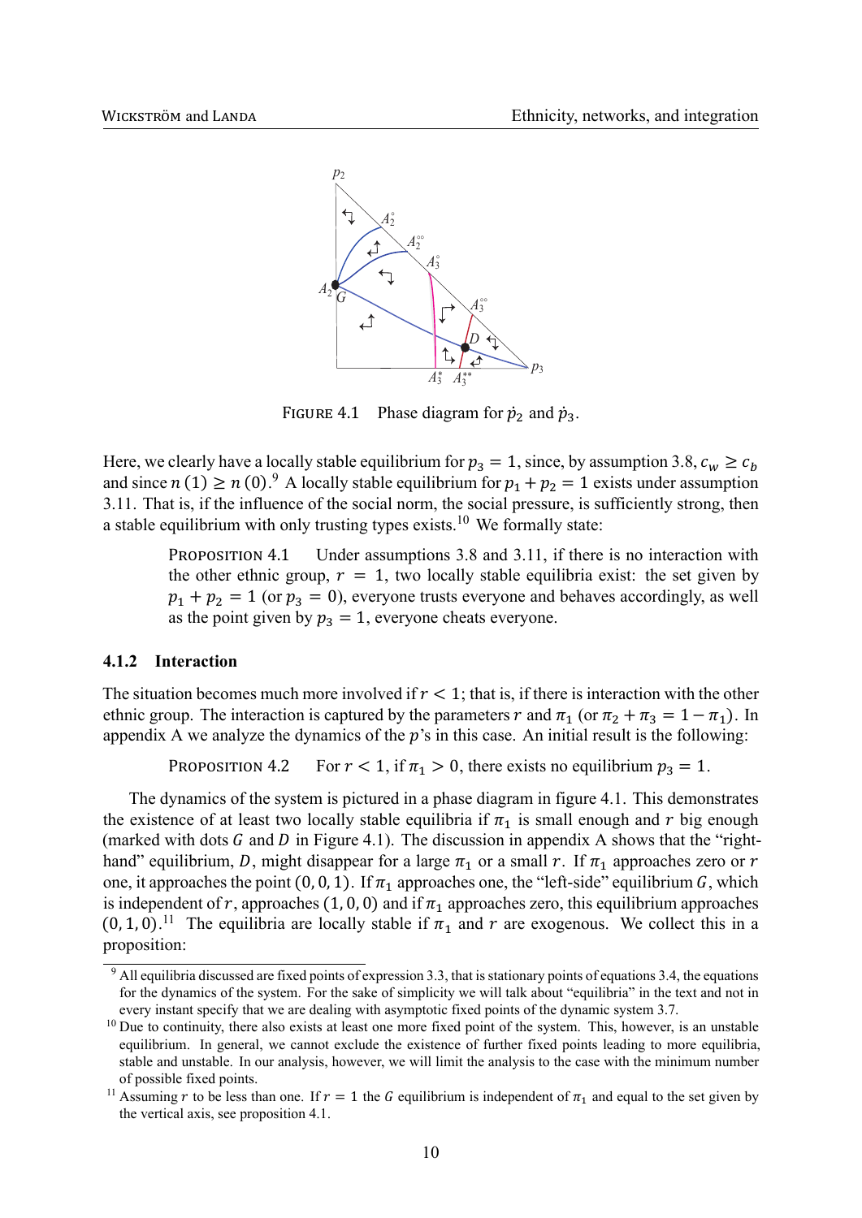FIGURE 4.1 Phase diagram for $\dot{p}_2$ and $\dot{p}_3$.

Here, we clearly have a locally stable equilibrium for $p_3 = 1$, since, by assumption 3.8, $c_w \geq c_b$ and since $n(1) \geq n(0)$.[9] A locally stable equilibrium for $p_1 + p_2 = 1$ exists under assumption 3.11. That is, if the influence of the social norm, the social pressure, is sufficiently strong, then a stable equilibrium with only trusting types exists.[10] We formally state:

> PROPOSITION 4.1 Under assumptions 3.8 and 3.11, if there is no interaction with the other ethnic group, $r = 1$, two locally stable equilibria exist: the set given by $p_1 + p_2 = 1$ (or $p_3 = 0$), everyone trusts everyone and behaves accordingly, as well as the point given by $p_3 = 1$, everyone cheats everyone.

### 4.1.2 Interaction

The situation becomes much more involved if $r < 1$; that is, if there is interaction with the other ethnic group. The interaction is captured by the parameters $r$ and $\pi_1$ (or $\pi_2 + \pi_3 = 1 - \pi_1$). In appendix A we analyze the dynamics of the $p$'s in this case. An initial result is the following:

> PROPOSITION 4.2 For $r < 1$, if $\pi_1 > 0$, there exists no equilibrium $p_3 = 1$.

The dynamics of the system is pictured in a phase diagram in figure 4.1. This demonstrates the existence of at least two locally stable equilibria if $\pi_1$ is small enough and $r$ big enough (marked with dots $G$ and $D$ in Figure 4.1). The discussion in appendix A shows that the "right-hand" equilibrium, $D$, might disappear for a large $\pi_1$ or a small $r$. If $\pi_1$ approaches zero or $r$ one, it approaches the point $(0, 0, 1)$. If $\pi_1$ approaches one, the "left-side" equilibrium $G$, which is independent of $r$, approaches $(1, 0, 0)$ and if $\pi_1$ approaches zero, this equilibrium approaches $(0, 1, 0)$.[11] The equilibria are locally stable if $\pi_1$ and $r$ are exogenous. We collect this in a proposition:

---

[9] All equilibria discussed are fixed points of expression 3.3, that is stationary points of equations 3.4, the equations for the dynamics of the system. For the sake of simplicity we will talk about "equilibria" in the text and not in every instant specify that we are dealing with asymptotic fixed points of the dynamic system 3.7.

[10] Due to continuity, there also exists at least one more fixed point of the system. This, however, is an unstable equilibrium. In general, we cannot exclude the existence of further fixed points leading to more equilibria, stable and unstable. In our analysis, however, we will limit the analysis to the case with the minimum number of possible fixed points.

[11] Assuming $r$ to be less than one. If $r = 1$ the $G$ equilibrium is independent of $\pi_1$ and equal to the set given by the vertical axis, see proposition 4.1.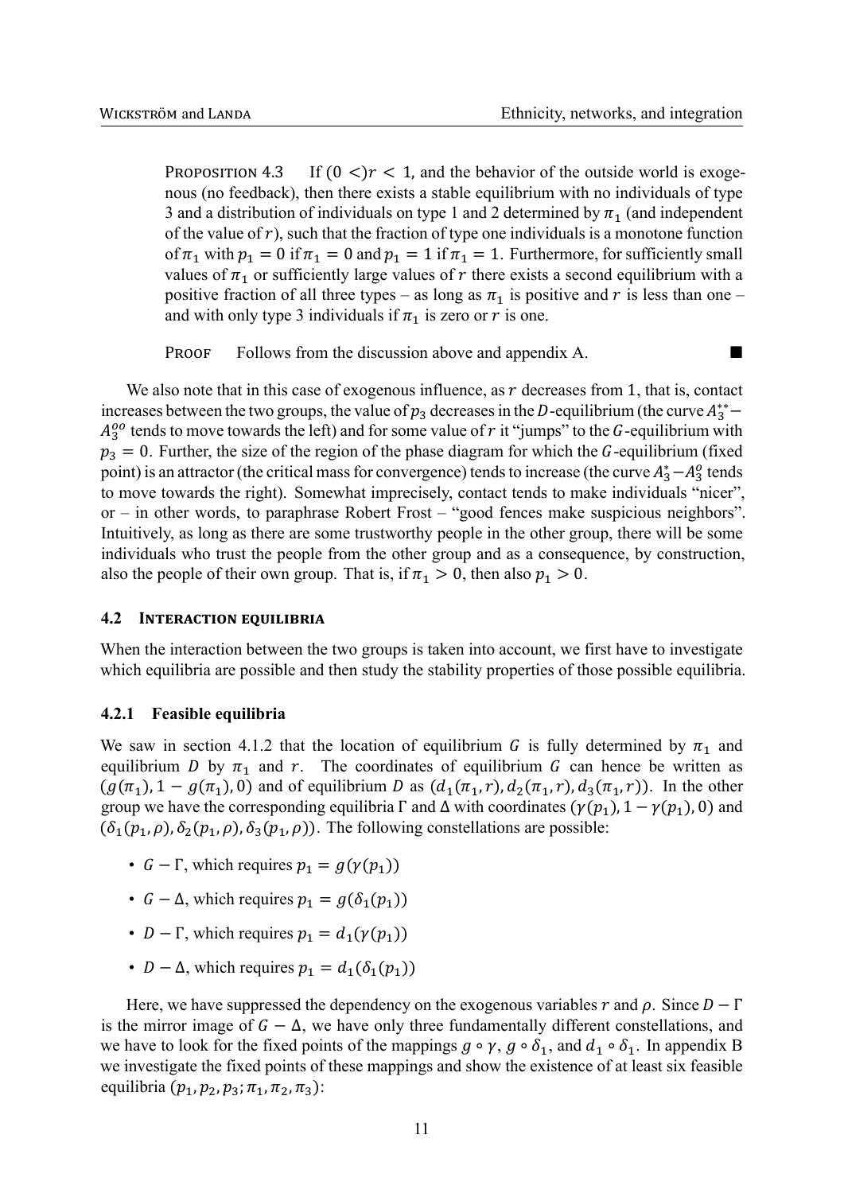**Proposition 4.3** If $(0 <) r < 1$, and the behavior of the outside world is exogenous (no feedback), then there exists a stable equilibrium with no individuals of type 3 and a distribution of individuals on type 1 and 2 determined by $\pi_1$ (and independent of the value of $r$), such that the fraction of type one individuals is a monotone function of $\pi_1$ with $p_1 = 0$ if $\pi_1 = 0$ and $p_1 = 1$ if $\pi_1 = 1$. Furthermore, for sufficiently small values of $\pi_1$ or sufficiently large values of $r$ there exists a second equilibrium with a positive fraction of all three types – as long as $\pi_1$ is positive and $r$ is less than one – and with only type 3 individuals if $\pi_1$ is zero or $r$ is one.

Proof Follows from the discussion above and appendix A. ■

We also note that in this case of exogenous influence, as $r$ decreases from 1, that is, contact increases between the two groups, the value of $p_3$ decreases in the $D$-equilibrium (the curve $A_3^{**} - A_3^{oo}$ tends to move towards the left) and for some value of $r$ it "jumps" to the $G$-equilibrium with $p_3 = 0$. Further, the size of the region of the phase diagram for which the $G$-equilibrium (fixed point) is an attractor (the critical mass for convergence) tends to increase (the curve $A_3^* - A_3^o$ tends to move towards the right). Somewhat imprecisely, contact tends to make individuals "nicer", or – in other words, to paraphrase Robert Frost – "good fences make suspicious neighbors". Intuitively, as long as there are some trustworthy people in the other group, there will be some individuals who trust the people from the other group and as a consequence, by construction, also the people of their own group. That is, if $\pi_1 > 0$, then also $p_1 > 0$.

## 4.2 Interaction equilibria

When the interaction between the two groups is taken into account, we first have to investigate which equilibria are possible and then study the stability properties of those possible equilibria.

### 4.2.1 Feasible equilibria

We saw in section 4.1.2 that the location of equilibrium $G$ is fully determined by $\pi_1$ and equilibrium $D$ by $\pi_1$ and $r$. The coordinates of equilibrium $G$ can hence be written as $(g(\pi_1), 1 - g(\pi_1), 0)$ and of equilibrium $D$ as $(d_1(\pi_1, r), d_2(\pi_1, r), d_3(\pi_1, r))$. In the other group we have the corresponding equilibria $\Gamma$ and $\Delta$ with coordinates $(\gamma(p_1), 1 - \gamma(p_1), 0)$ and $(\delta_1(p_1, \rho), \delta_2(p_1, \rho), \delta_3(p_1, \rho))$. The following constellations are possible:

- $G - \Gamma$, which requires $p_1 = g(\gamma(p_1))$
- $G - \Delta$, which requires $p_1 = g(\delta_1(p_1))$
- $D - \Gamma$, which requires $p_1 = d_1(\gamma(p_1))$
- $D - \Delta$, which requires $p_1 = d_1(\delta_1(p_1))$

Here, we have suppressed the dependency on the exogenous variables $r$ and $\rho$. Since $D - \Gamma$ is the mirror image of $G - \Delta$, we have only three fundamentally different constellations, and we have to look for the fixed points of the mappings $g \circ \gamma$, $g \circ \delta_1$, and $d_1 \circ \delta_1$. In appendix B we investigate the fixed points of these mappings and show the existence of at least six feasible equilibria $(p_1, p_2, p_3; \pi_1, \pi_2, \pi_3)$: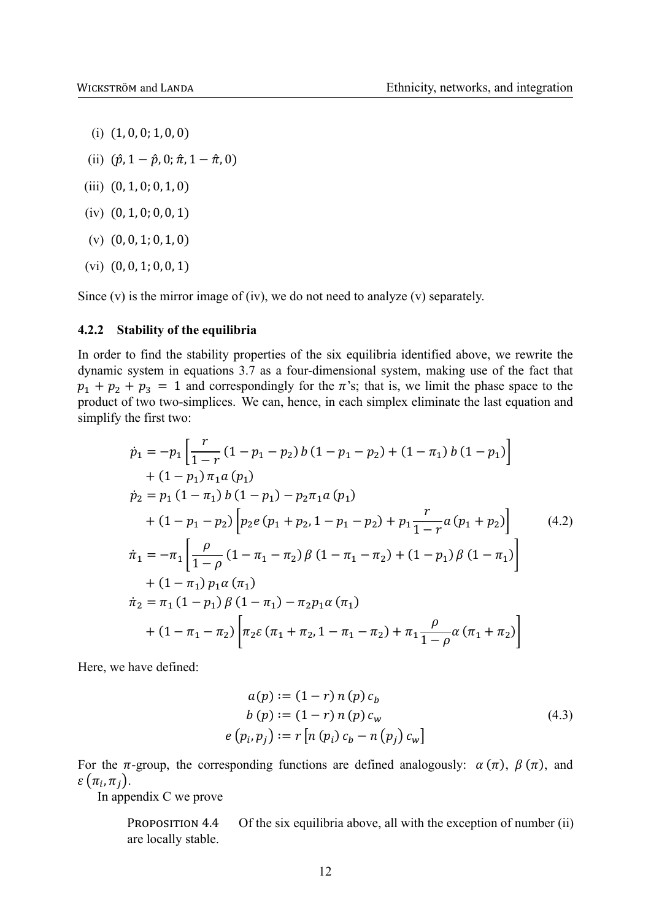(i) $(1, 0, 0; 1, 0, 0)$

(ii) $(\hat{p}, 1 - \hat{p}, 0; \hat{\pi}, 1 - \hat{\pi}, 0)$

(iii) $(0, 1, 0; 0, 1, 0)$

(iv) $(0, 1, 0; 0, 0, 1)$

(v) $(0, 0, 1; 0, 1, 0)$

(vi) $(0, 0, 1; 0, 0, 1)$

Since (v) is the mirror image of (iv), we do not need to analyze (v) separately.

#### 4.2.2 Stability of the equilibria

In order to find the stability properties of the six equilibria identified above, we rewrite the dynamic system in equations 3.7 as a four-dimensional system, making use of the fact that $p_1 + p_2 + p_3 = 1$ and correspondingly for the $\pi$'s; that is, we limit the phase space to the product of two two-simplices. We can, hence, in each simplex eliminate the last equation and simplify the first two:

$$
\begin{aligned}
\dot{p}_1 &= -p_1 \left[ \frac{r}{1-r} (1 - p_1 - p_2)\, b\,(1 - p_1 - p_2) + (1 - \pi_1)\, b\,(1 - p_1) \right] \\
&\quad + (1 - p_1)\, \pi_1 a\,(p_1) \\
\dot{p}_2 &= p_1 (1 - \pi_1)\, b\,(1 - p_1) - p_2 \pi_1 a\,(p_1) \\
&\quad + (1 - p_1 - p_2) \left[ p_2 e\,(p_1 + p_2, 1 - p_1 - p_2) + p_1 \frac{r}{1-r} a\,(p_1 + p_2) \right] \\
\dot{\pi}_1 &= -\pi_1 \left[ \frac{\rho}{1-\rho} (1 - \pi_1 - \pi_2)\, \beta\,(1 - \pi_1 - \pi_2) + (1 - p_1)\, \beta\,(1 - \pi_1) \right] \\
&\quad + (1 - \pi_1)\, p_1 \alpha\,(\pi_1) \\
\dot{\pi}_2 &= \pi_1 (1 - p_1)\, \beta\,(1 - \pi_1) - \pi_2 p_1 \alpha\,(\pi_1) \\
&\quad + (1 - \pi_1 - \pi_2) \left[ \pi_2 \varepsilon\,(\pi_1 + \pi_2, 1 - \pi_1 - \pi_2) + \pi_1 \frac{\rho}{1-\rho} \alpha\,(\pi_1 + \pi_2) \right]
\end{aligned}
\tag{4.2}
$$

Here, we have defined:

$$
\begin{aligned}
a(p) &:= (1 - r)\, n\,(p)\, c_b \\
b\,(p) &:= (1 - r)\, n\,(p)\, c_w \\
e\,(p_i, p_j) &:= r \left[ n\,(p_i)\, c_b - n\,(p_j)\, c_w \right]
\end{aligned}
\tag{4.3}
$$

For the $\pi$-group, the corresponding functions are defined analogously: $\alpha\,(\pi)$, $\beta\,(\pi)$, and $\varepsilon\,(\pi_i, \pi_j)$.

In appendix C we prove

> PROPOSITION 4.4 Of the six equilibria above, all with the exception of number (ii) are locally stable.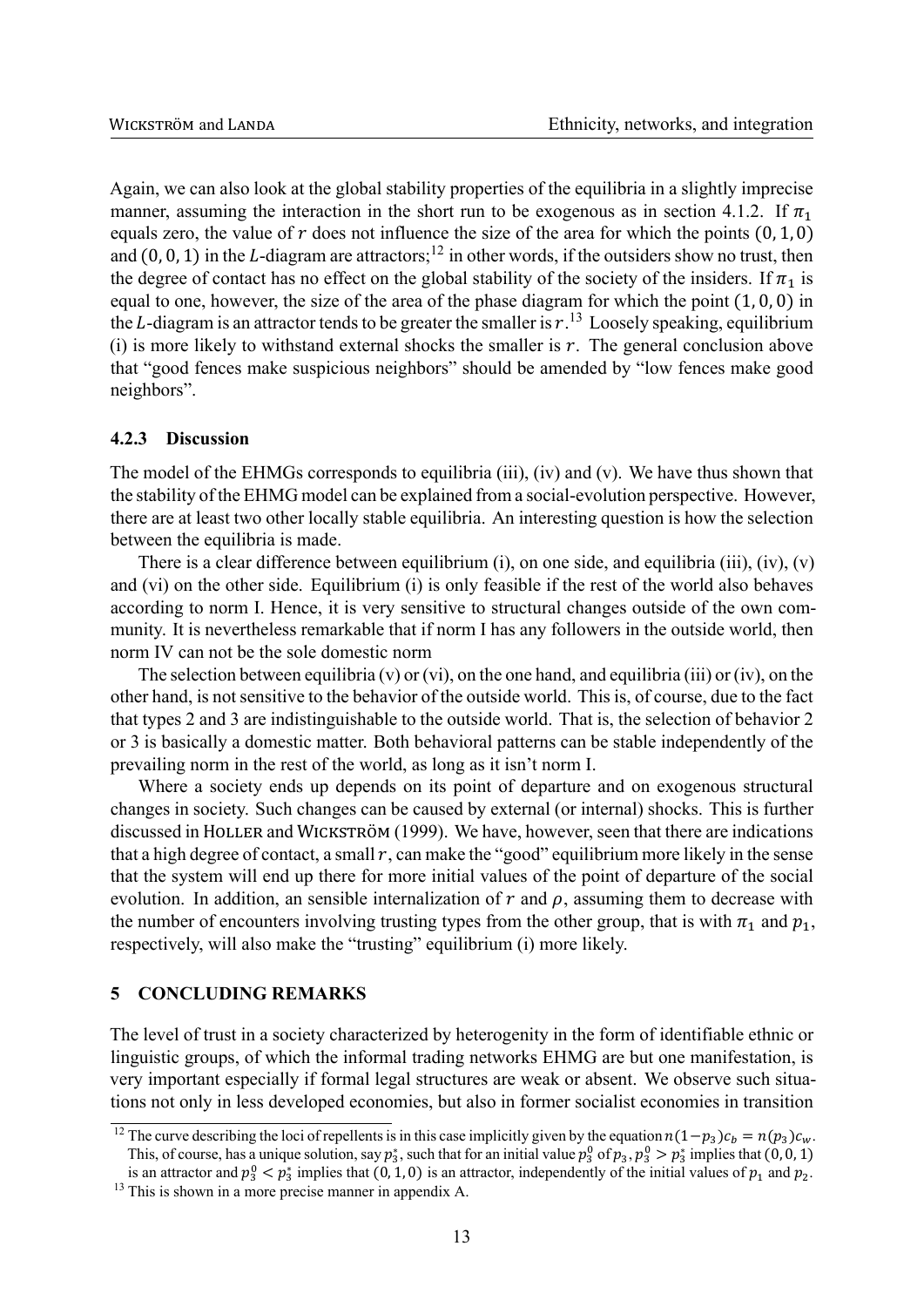Again, we can also look at the global stability properties of the equilibria in a slightly imprecise manner, assuming the interaction in the short run to be exogenous as in section 4.1.2. If $\pi_1$ equals zero, the value of $r$ does not influence the size of the area for which the points $(0,1,0)$ and $(0,0,1)$ in the $L$-diagram are attractors;[12] in other words, if the outsiders show no trust, then the degree of contact has no effect on the global stability of the society of the insiders. If $\pi_1$ is equal to one, however, the size of the area of the phase diagram for which the point $(1,0,0)$ in the $L$-diagram is an attractor tends to be greater the smaller is $r$.[13] Loosely speaking, equilibrium (i) is more likely to withstand external shocks the smaller is $r$. The general conclusion above that "good fences make suspicious neighbors" should be amended by "low fences make good neighbors".

### 4.2.3 Discussion

The model of the EHMGs corresponds to equilibria (iii), (iv) and (v). We have thus shown that the stability of the EHMG model can be explained from a social-evolution perspective. However, there are at least two other locally stable equilibria. An interesting question is how the selection between the equilibria is made.

There is a clear difference between equilibrium (i), on one side, and equilibria (iii), (iv), (v) and (vi) on the other side. Equilibrium (i) is only feasible if the rest of the world also behaves according to norm I. Hence, it is very sensitive to structural changes outside of the own community. It is nevertheless remarkable that if norm I has any followers in the outside world, then norm IV can not be the sole domestic norm

The selection between equilibria (v) or (vi), on the one hand, and equilibria (iii) or (iv), on the other hand, is not sensitive to the behavior of the outside world. This is, of course, due to the fact that types 2 and 3 are indistinguishable to the outside world. That is, the selection of behavior 2 or 3 is basically a domestic matter. Both behavioral patterns can be stable independently of the prevailing norm in the rest of the world, as long as it isn't norm I.

Where a society ends up depends on its point of departure and on exogenous structural changes in society. Such changes can be caused by external (or internal) shocks. This is further discussed in Holler and Wickström (1999). We have, however, seen that there are indications that a high degree of contact, a small $r$, can make the "good" equilibrium more likely in the sense that the system will end up there for more initial values of the point of departure of the social evolution. In addition, an sensible internalization of $r$ and $\rho$, assuming them to decrease with the number of encounters involving trusting types from the other group, that is with $\pi_1$ and $p_1$, respectively, will also make the "trusting" equilibrium (i) more likely.

## 5 CONCLUDING REMARKS

The level of trust in a society characterized by heterogenity in the form of identifiable ethnic or linguistic groups, of which the informal trading networks EHMG are but one manifestation, is very important especially if formal legal structures are weak or absent. We observe such situations not only in less developed economies, but also in former socialist economies in transition

---

[12] The curve describing the loci of repellents is in this case implicitly given by the equation $n(1-p_3)c_b = n(p_3)c_w$. This, of course, has a unique solution, say $p_3^*$, such that for an initial value $p_3^0$ of $p_3$, $p_3^0 > p_3^*$ implies that $(0,0,1)$ is an attractor and $p_3^0 < p_3^*$ implies that $(0,1,0)$ is an attractor, independently of the initial values of $p_1$ and $p_2$.

[13] This is shown in a more precise manner in appendix A.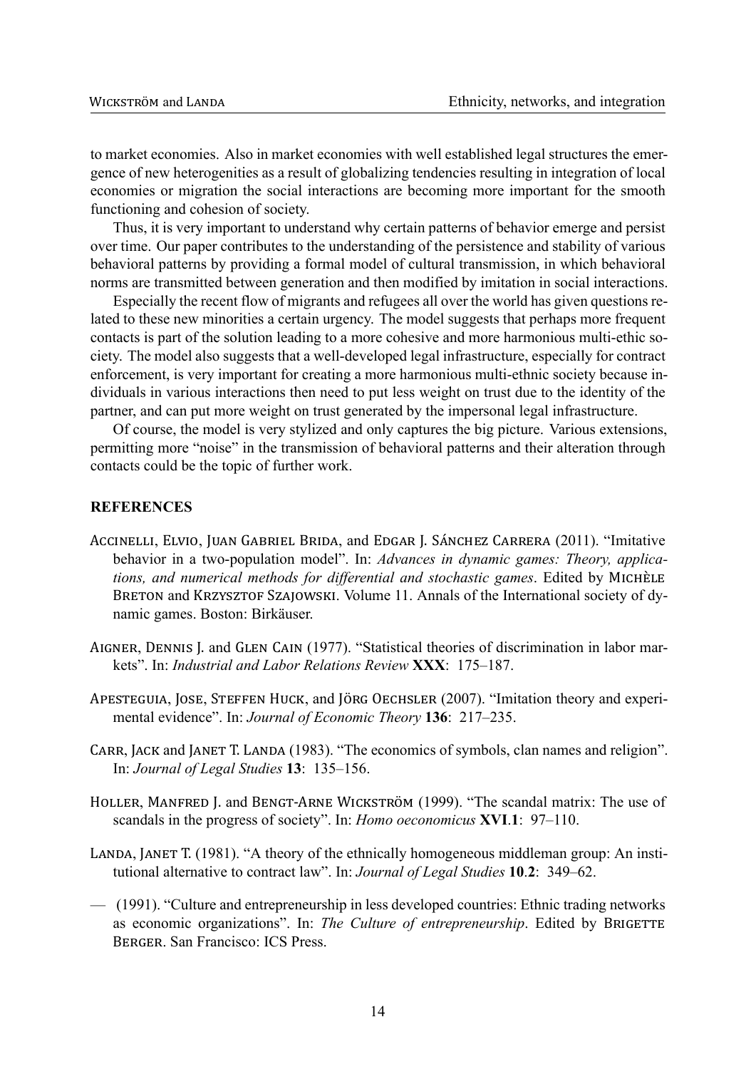to market economies. Also in market economies with well established legal structures the emergence of new heterogenities as a result of globalizing tendencies resulting in integration of local economies or migration the social interactions are becoming more important for the smooth functioning and cohesion of society.

Thus, it is very important to understand why certain patterns of behavior emerge and persist over time. Our paper contributes to the understanding of the persistence and stability of various behavioral patterns by providing a formal model of cultural transmission, in which behavioral norms are transmitted between generation and then modified by imitation in social interactions.

Especially the recent flow of migrants and refugees all over the world has given questions related to these new minorities a certain urgency. The model suggests that perhaps more frequent contacts is part of the solution leading to a more cohesive and more harmonious multi-ethic society. The model also suggests that a well-developed legal infrastructure, especially for contract enforcement, is very important for creating a more harmonious multi-ethnic society because individuals in various interactions then need to put less weight on trust due to the identity of the partner, and can put more weight on trust generated by the impersonal legal infrastructure.

Of course, the model is very stylized and only captures the big picture. Various extensions, permitting more "noise" in the transmission of behavioral patterns and their alteration through contacts could be the topic of further work.

## REFERENCES

Accinelli, Elvio, Juan Gabriel Brida, and Edgar J. Sánchez Carrera (2011). "Imitative behavior in a two-population model". In: *Advances in dynamic games: Theory, applications, and numerical methods for differential and stochastic games*. Edited by Michèle Breton and Krzysztof Szajowski. Volume 11. Annals of the International society of dynamic games. Boston: Birkäuser.

Aigner, Dennis J. and Glen Cain (1977). "Statistical theories of discrimination in labor markets". In: *Industrial and Labor Relations Review* **XXX**: 175–187.

Apesteguia, Jose, Steffen Huck, and Jörg Oechsler (2007). "Imitation theory and experimental evidence". In: *Journal of Economic Theory* **136**: 217–235.

Carr, Jack and Janet T. Landa (1983). "The economics of symbols, clan names and religion". In: *Journal of Legal Studies* **13**: 135–156.

Holler, Manfred J. and Bengt-Arne Wickström (1999). "The scandal matrix: The use of scandals in the progress of society". In: *Homo oeconomicus* **XVI**.**1**: 97–110.

Landa, Janet T. (1981). "A theory of the ethnically homogeneous middleman group: An institutional alternative to contract law". In: *Journal of Legal Studies* **10**.**2**: 349–62.

— (1991). "Culture and entrepreneurship in less developed countries: Ethnic trading networks as economic organizations". In: *The Culture of entrepreneurship*. Edited by Brigette Berger. San Francisco: ICS Press.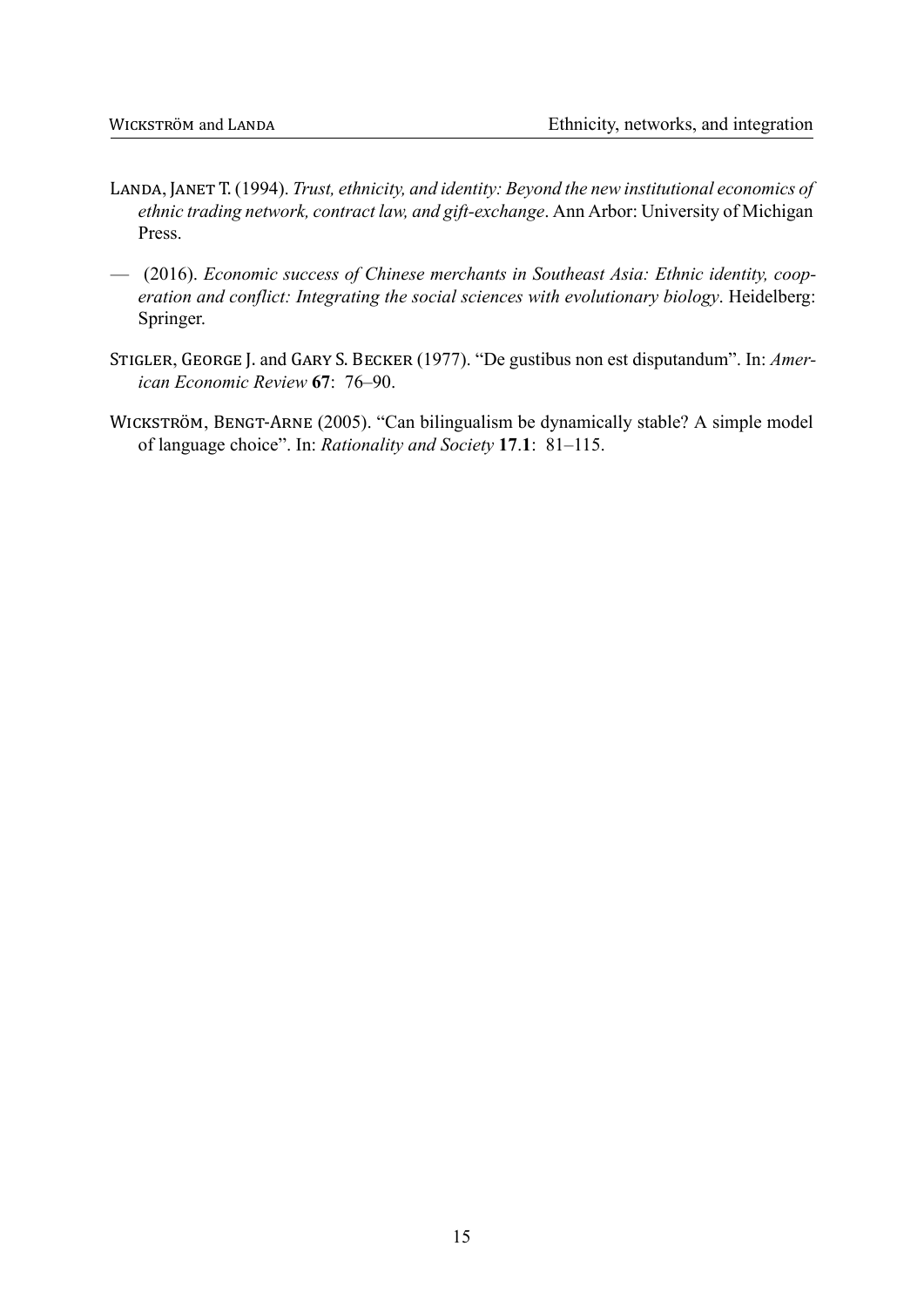LANDA, JANET T. (1994). *Trust, ethnicity, and identity: Beyond the new institutional economics of ethnic trading network, contract law, and gift-exchange*. Ann Arbor: University of Michigan Press.

— (2016). *Economic success of Chinese merchants in Southeast Asia: Ethnic identity, cooperation and conflict: Integrating the social sciences with evolutionary biology*. Heidelberg: Springer.

STIGLER, GEORGE J. and GARY S. BECKER (1977). "De gustibus non est disputandum". In: *American Economic Review* **67**: 76–90.

WICKSTRÖM, BENGT-ARNE (2005). "Can bilingualism be dynamically stable? A simple model of language choice". In: *Rationality and Society* **17**.**1**: 81–115.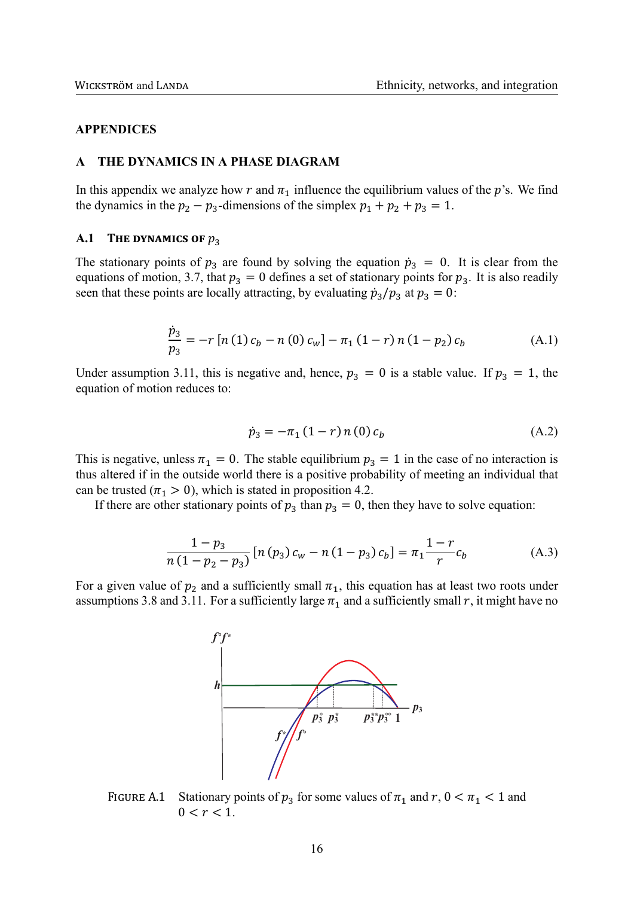## APPENDICES

### A THE DYNAMICS IN A PHASE DIAGRAM

In this appendix we analyze how $r$ and $\pi_1$ influence the equilibrium values of the $p$'s. We find the dynamics in the $p_2 - p_3$-dimensions of the simplex $p_1 + p_2 + p_3 = 1$.

#### A.1 THE DYNAMICS OF $p_3$

The stationary points of $p_3$ are found by solving the equation $\dot{p}_3 = 0$. It is clear from the equations of motion, 3.7, that $p_3 = 0$ defines a set of stationary points for $p_3$. It is also readily seen that these points are locally attracting, by evaluating $\dot{p}_3/p_3$ at $p_3 = 0$:

$$\frac{\dot{p}_3}{p_3} = -r\left[n(1)\,c_b - n(0)\,c_w\right] - \pi_1(1-r)\,n(1-p_2)\,c_b \tag{A.1}$$

Under assumption 3.11, this is negative and, hence, $p_3 = 0$ is a stable value. If $p_3 = 1$, the equation of motion reduces to:

$$\dot{p}_3 = -\pi_1(1-r)\,n(0)\,c_b \tag{A.2}$$

This is negative, unless $\pi_1 = 0$. The stable equilibrium $p_3 = 1$ in the case of no interaction is thus altered if in the outside world there is a positive probability of meeting an individual that can be trusted ($\pi_1 > 0$), which is stated in proposition 4.2.

If there are other stationary points of $p_3$ than $p_3 = 0$, then they have to solve equation:

$$\frac{1-p_3}{n(1-p_2-p_3)}\left[n(p_3)\,c_w - n(1-p_3)\,c_b\right] = \pi_1\frac{1-r}{r}c_b \tag{A.3}$$

For a given value of $p_2$ and a sufficiently small $\pi_1$, this equation has at least two roots under assumptions 3.8 and 3.11. For a sufficiently large $\pi_1$ and a sufficiently small $r$, it might have no

FIGURE A.1 Stationary points of $p_3$ for some values of $\pi_1$ and $r$, $0 < \pi_1 < 1$ and $0 < r < 1$.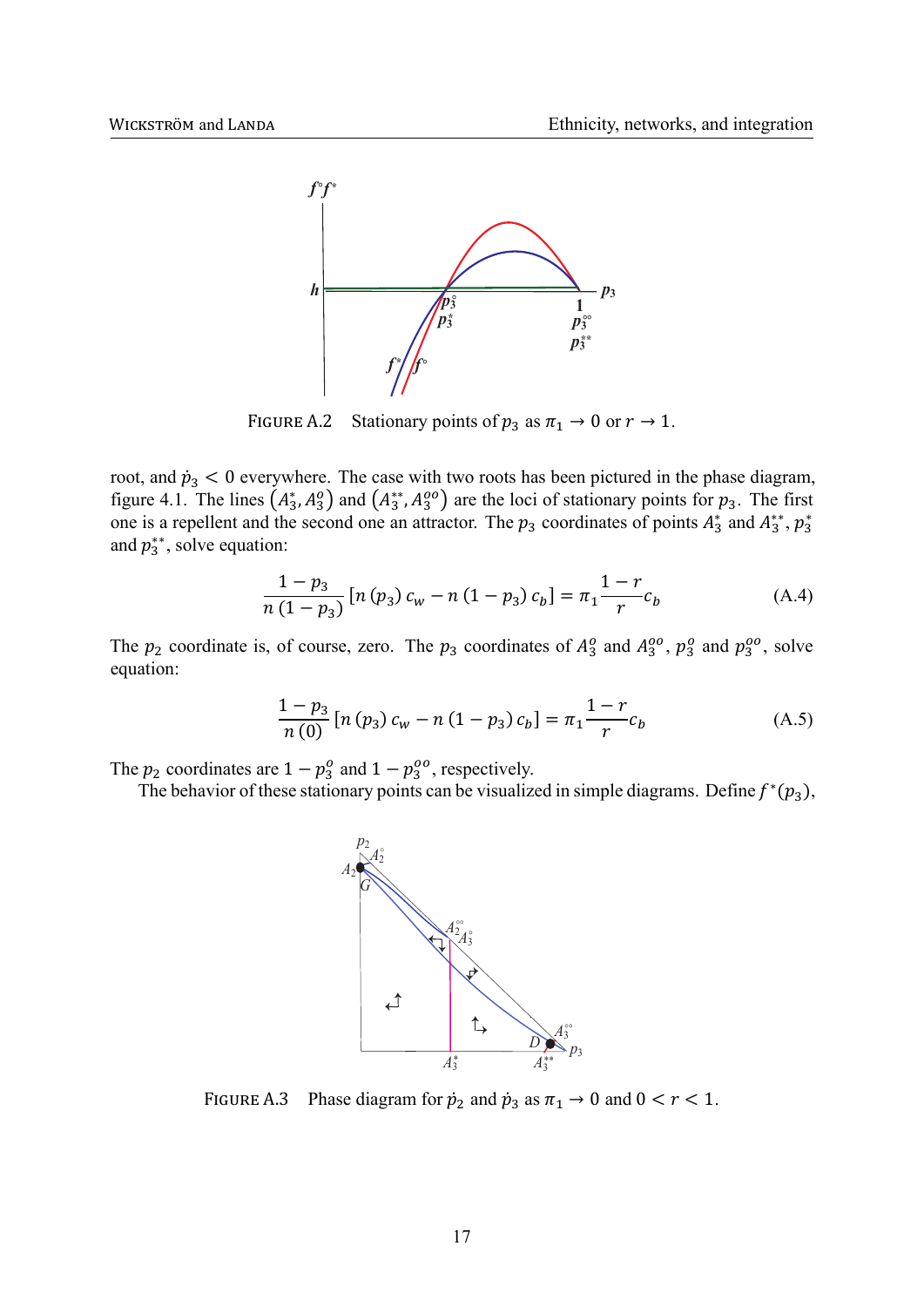FIGURE A.2 Stationary points of $p_3$ as $\pi_1 \to 0$ or $r \to 1$.

root, and $\dot{p}_3 < 0$ everywhere. The case with two roots has been pictured in the phase diagram, figure 4.1. The lines $\left(A_3^*, A_3^o\right)$ and $\left(A_3^{**}, A_3^{oo}\right)$ are the loci of stationary points for $p_3$. The first one is a repellent and the second one an attractor. The $p_3$ coordinates of points $A_3^*$ and $A_3^{**}$, $p_3^*$ and $p_3^{**}$, solve equation:

$$\frac{1-p_3}{n\left(1-p_3\right)}\left[n\left(p_3\right)c_w - n\left(1-p_3\right)c_b\right] = \pi_1 \frac{1-r}{r} c_b \tag{A.4}$$

The $p_2$ coordinate is, of course, zero. The $p_3$ coordinates of $A_3^o$ and $A_3^{oo}$, $p_3^o$ and $p_3^{oo}$, solve equation:

$$\frac{1-p_3}{n\left(0\right)}\left[n\left(p_3\right)c_w - n\left(1-p_3\right)c_b\right] = \pi_1 \frac{1-r}{r} c_b \tag{A.5}$$

The $p_2$ coordinates are $1-p_3^o$ and $1-p_3^{oo}$, respectively.

The behavior of these stationary points can be visualized in simple diagrams. Define $f^*(p_3)$,

FIGURE A.3 Phase diagram for $\dot{p}_2$ and $\dot{p}_3$ as $\pi_1 \to 0$ and $0 < r < 1$.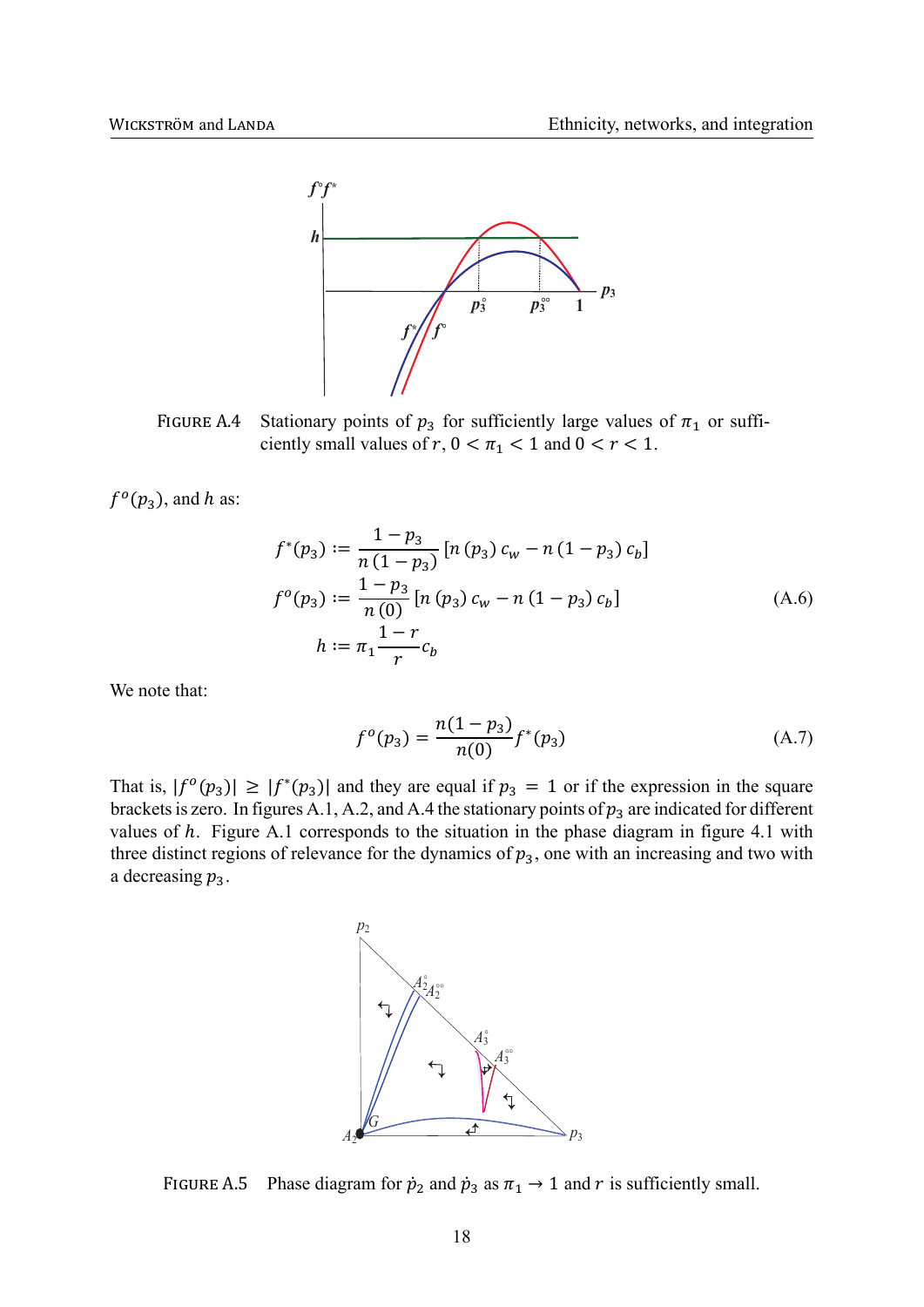FIGURE A.4 Stationary points of $p_3$ for sufficiently large values of $\pi_1$ or sufficiently small values of $r$, $0 < \pi_1 < 1$ and $0 < r < 1$.

$f^o(p_3)$, and $h$ as:

$$
\begin{aligned}
f^*(p_3) &:= \frac{1-p_3}{n(1-p_3)} \left[ n(p_3)\, c_w - n(1-p_3)\, c_b \right] \\
f^o(p_3) &:= \frac{1-p_3}{n(0)} \left[ n(p_3)\, c_w - n(1-p_3)\, c_b \right] \\
h &:= \pi_1 \frac{1-r}{r} c_b
\end{aligned}
\tag{A.6}
$$

We note that:

$$
f^o(p_3) = \frac{n(1-p_3)}{n(0)} f^*(p_3) \tag{A.7}
$$

That is, $|f^o(p_3)| \geq |f^*(p_3)|$ and they are equal if $p_3 = 1$ or if the expression in the square brackets is zero. In figures A.1, A.2, and A.4 the stationary points of $p_3$ are indicated for different values of $h$. Figure A.1 corresponds to the situation in the phase diagram in figure 4.1 with three distinct regions of relevance for the dynamics of $p_3$, one with an increasing and two with a decreasing $p_3$.

FIGURE A.5 Phase diagram for $\dot{p}_2$ and $\dot{p}_3$ as $\pi_1 \to 1$ and $r$ is sufficiently small.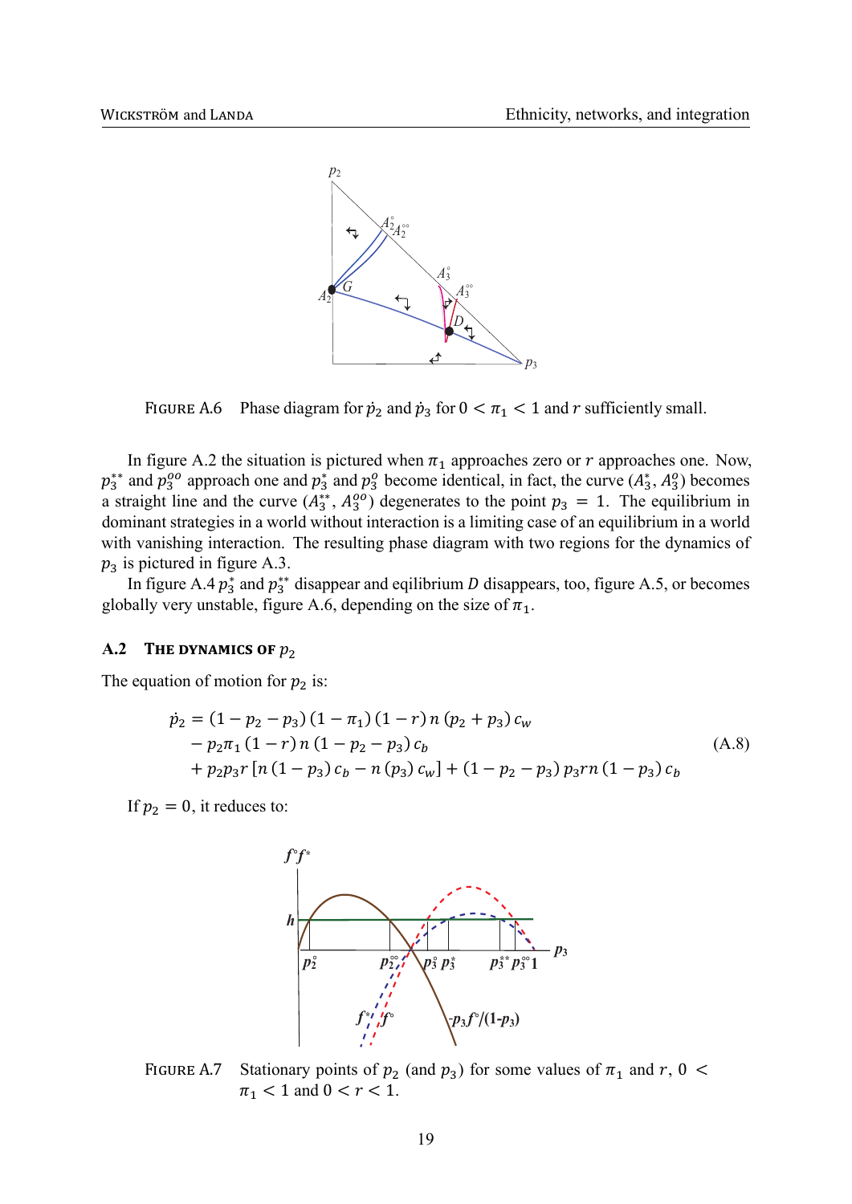FIGURE A.6  Phase diagram for $\dot{p}_2$ and $\dot{p}_3$ for $0 < \pi_1 < 1$ and $r$ sufficiently small.

In figure A.2 the situation is pictured when $\pi_1$ approaches zero or $r$ approaches one. Now, $p_3^{**}$ and $p_3^{oo}$ approach one and $p_3^*$ and $p_3^o$ become identical, in fact, the curve $(A_3^*, A_3^o)$ becomes a straight line and the curve $(A_3^{**}, A_3^{oo})$ degenerates to the point $p_3 = 1$. The equilibrium in dominant strategies in a world without interaction is a limiting case of an equilibrium in a world with vanishing interaction. The resulting phase diagram with two regions for the dynamics of $p_3$ is pictured in figure A.3.

In figure A.4 $p_3^*$ and $p_3^{**}$ disappear and eqilibrium $D$ disappears, too, figure A.5, or becomes globally very unstable, figure A.6, depending on the size of $\pi_1$.

## A.2 THE DYNAMICS OF $p_2$

The equation of motion for $p_2$ is:

$$
\begin{aligned}
\dot{p}_2 = {} & (1 - p_2 - p_3)(1 - \pi_1)(1 - r)\, n\,(p_2 + p_3)\, c_w \\
& - p_2 \pi_1 (1 - r)\, n\,(1 - p_2 - p_3)\, c_b \\
& + p_2 p_3 r \left[ n (1 - p_3)\, c_b - n (p_3)\, c_w \right] + (1 - p_2 - p_3)\, p_3 r n (1 - p_3)\, c_b
\end{aligned}
\tag{A.8}
$$

If $p_2 = 0$, it reduces to:

FIGURE A.7  Stationary points of $p_2$ (and $p_3$) for some values of $\pi_1$ and $r$, $0 < \pi_1 < 1$ and $0 < r < 1$.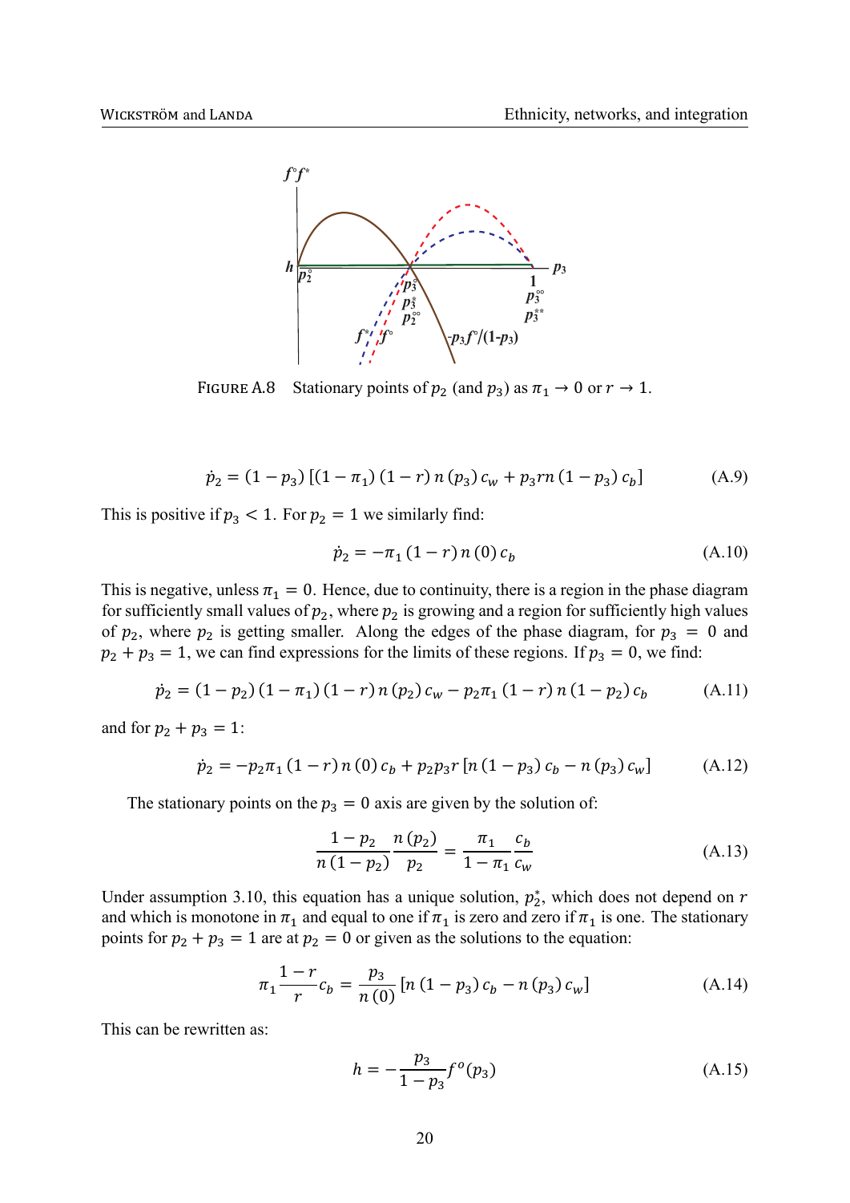FIGURE A.8 Stationary points of $p_2$ (and $p_3$) as $\pi_1 \to 0$ or $r \to 1$.

$$\dot{p}_2 = (1 - p_3)\left[(1 - \pi_1)(1 - r)\, n(p_3)\, c_w + p_3 r n(1 - p_3)\, c_b\right] \tag{A.9}$$

This is positive if $p_3 < 1$. For $p_2 = 1$ we similarly find:

$$\dot{p}_2 = -\pi_1 (1 - r)\, n(0)\, c_b \tag{A.10}$$

This is negative, unless $\pi_1 = 0$. Hence, due to continuity, there is a region in the phase diagram for sufficiently small values of $p_2$, where $p_2$ is growing and a region for sufficiently high values of $p_2$, where $p_2$ is getting smaller. Along the edges of the phase diagram, for $p_3 = 0$ and $p_2 + p_3 = 1$, we can find expressions for the limits of these regions. If $p_3 = 0$, we find:

$$\dot{p}_2 = (1 - p_2)(1 - \pi_1)(1 - r)\, n(p_2)\, c_w - p_2 \pi_1 (1 - r)\, n(1 - p_2)\, c_b \tag{A.11}$$

and for $p_2 + p_3 = 1$:

$$\dot{p}_2 = -p_2 \pi_1 (1 - r)\, n(0)\, c_b + p_2 p_3 r\left[n(1 - p_3)\, c_b - n(p_3)\, c_w\right] \tag{A.12}$$

The stationary points on the $p_3 = 0$ axis are given by the solution of:

$$\frac{1 - p_2}{n(1 - p_2)} \frac{n(p_2)}{p_2} = \frac{\pi_1}{1 - \pi_1} \frac{c_b}{c_w} \tag{A.13}$$

Under assumption 3.10, this equation has a unique solution, $p_2^*$, which does not depend on $r$ and which is monotone in $\pi_1$ and equal to one if $\pi_1$ is zero and zero if $\pi_1$ is one. The stationary points for $p_2 + p_3 = 1$ are at $p_2 = 0$ or given as the solutions to the equation:

$$\pi_1 \frac{1 - r}{r} c_b = \frac{p_3}{n(0)}\left[n(1 - p_3)\, c_b - n(p_3)\, c_w\right] \tag{A.14}$$

This can be rewritten as:

$$h = -\frac{p_3}{1 - p_3} f^o(p_3) \tag{A.15}$$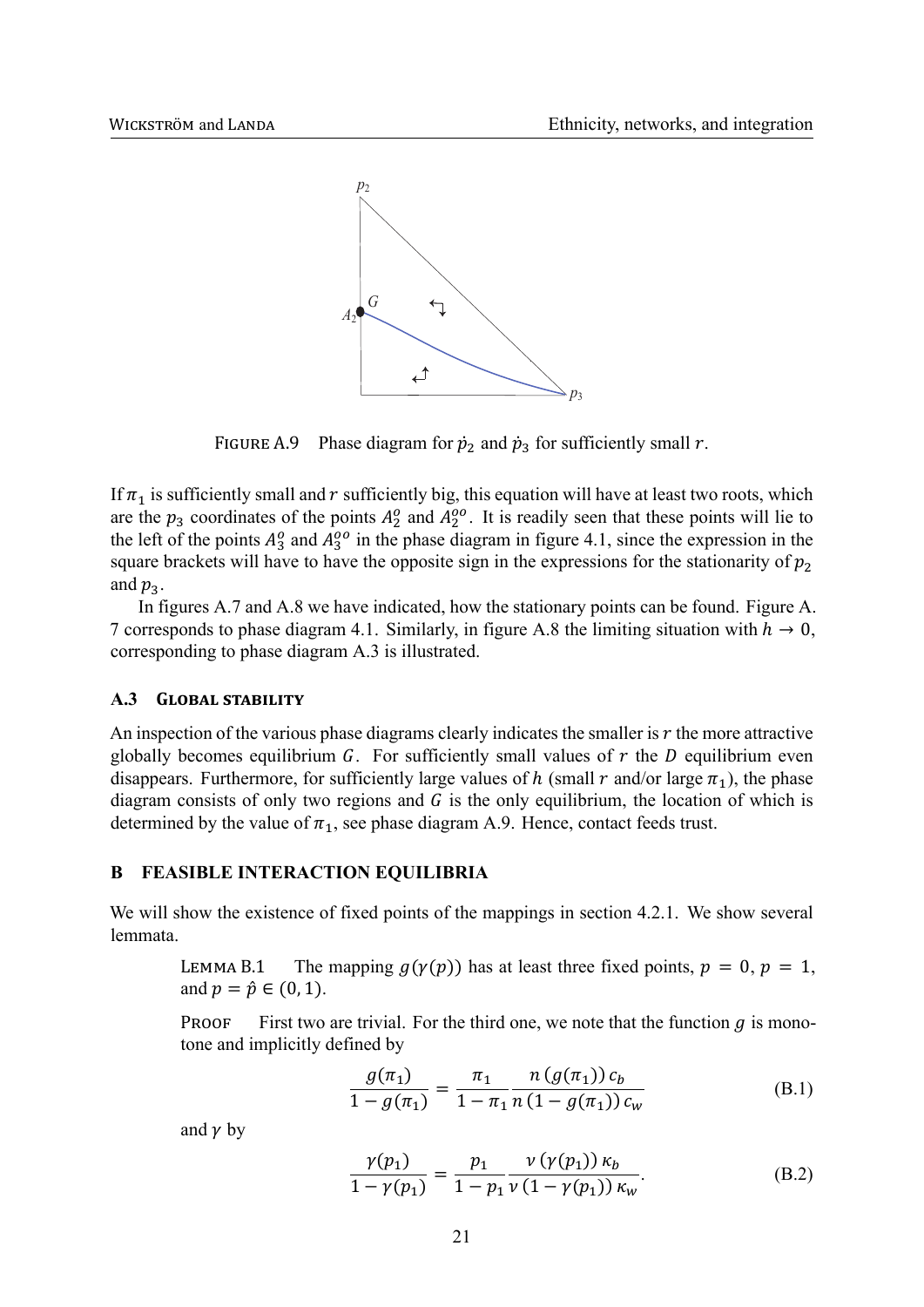FIGURE A.9 Phase diagram for $\dot{p}_2$ and $\dot{p}_3$ for sufficiently small $r$.

If $\pi_1$ is sufficiently small and $r$ sufficiently big, this equation will have at least two roots, which are the $p_3$ coordinates of the points $A_2^o$ and $A_2^{oo}$. It is readily seen that these points will lie to the left of the points $A_3^o$ and $A_3^{oo}$ in the phase diagram in figure 4.1, since the expression in the square brackets will have to have the opposite sign in the expressions for the stationarity of $p_2$ and $p_3$.

In figures A.7 and A.8 we have indicated, how the stationary points can be found. Figure A. 7 corresponds to phase diagram 4.1. Similarly, in figure A.8 the limiting situation with $h \to 0$, corresponding to phase diagram A.3 is illustrated.

### A.3 Global stability

An inspection of the various phase diagrams clearly indicates the smaller is $r$ the more attractive globally becomes equilibrium $G$. For sufficiently small values of $r$ the $D$ equilibrium even disappears. Furthermore, for sufficiently large values of $h$ (small $r$ and/or large $\pi_1$), the phase diagram consists of only two regions and $G$ is the only equilibrium, the location of which is determined by the value of $\pi_1$, see phase diagram A.9. Hence, contact feeds trust.

## B Feasible interaction equilibria

We will show the existence of fixed points of the mappings in section 4.2.1. We show several lemmata.

> Lemma B.1 The mapping $g(\gamma(p))$ has at least three fixed points, $p = 0$, $p = 1$, and $p = \hat{p} \in (0, 1)$.
>
> Proof First two are trivial. For the third one, we note that the function $g$ is monotone and implicitly defined by
>
> $$\frac{g(\pi_1)}{1 - g(\pi_1)} = \frac{\pi_1}{1 - \pi_1} \frac{n\,(g(\pi_1))\,c_b}{n\,(1 - g(\pi_1))\,c_w} \tag{B.1}$$
>
> and $\gamma$ by
>
> $$\frac{\gamma(p_1)}{1 - \gamma(p_1)} = \frac{p_1}{1 - p_1} \frac{\nu\,(\gamma(p_1))\,\kappa_b}{\nu\,(1 - \gamma(p_1))\,\kappa_w}. \tag{B.2}$$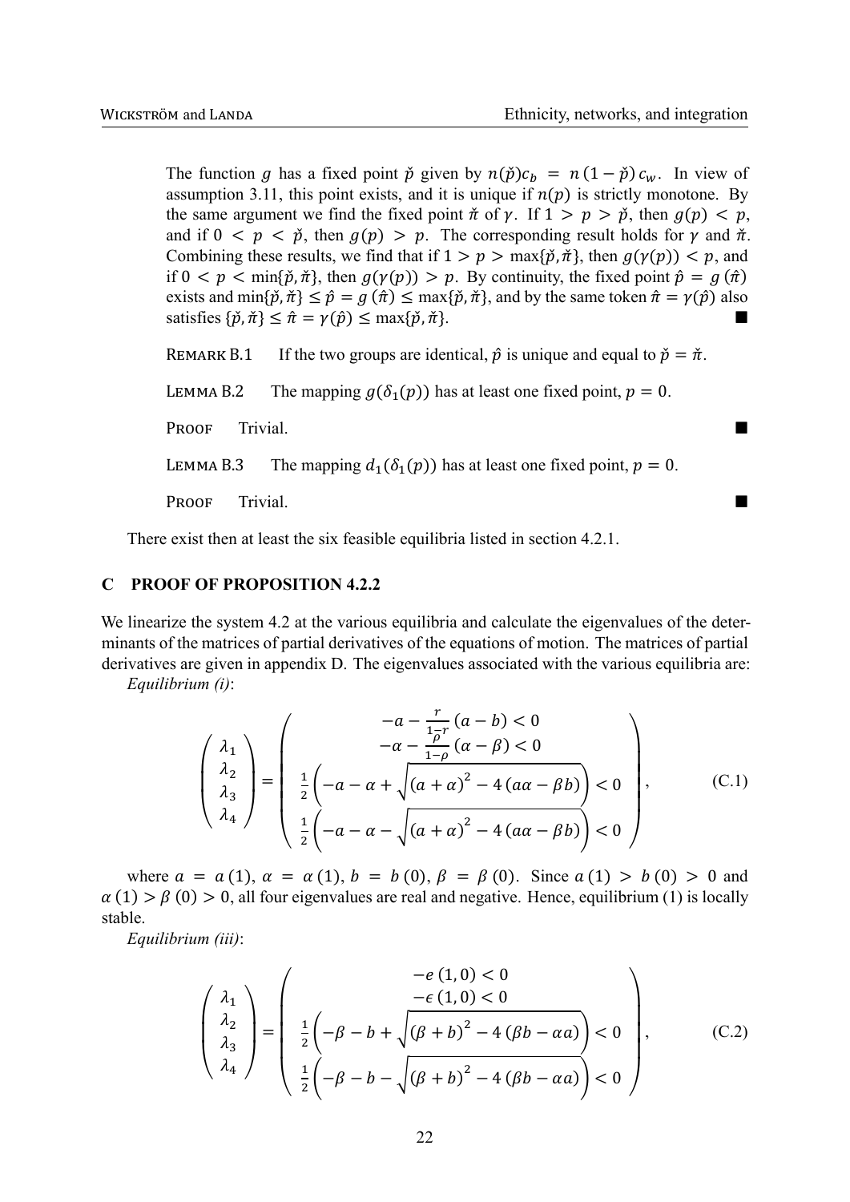The function $g$ has a fixed point $\check{p}$ given by $n(\check{p})c_b = n(1-\check{p})c_w$. In view of assumption 3.11, this point exists, and it is unique if $n(p)$ is strictly monotone. By the same argument we find the fixed point $\check{\pi}$ of $\gamma$. If $1 > p > \check{p}$, then $g(p) < p$, and if $0 < p < \check{p}$, then $g(p) > p$. The corresponding result holds for $\gamma$ and $\check{\pi}$. Combining these results, we find that if $1 > p > \max\{\check{p}, \check{\pi}\}$, then $g(\gamma(p)) < p$, and if $0 < p < \min\{\check{p}, \check{\pi}\}$, then $g(\gamma(p)) > p$. By continuity, the fixed point $\hat{p} = g(\hat{\pi})$ exists and $\min\{\check{p}, \check{\pi}\} \leq \hat{p} = g(\hat{\pi}) \leq \max\{\check{p}, \check{\pi}\}$, and by the same token $\hat{\pi} = \gamma(\hat{p})$ also satisfies $\{\check{p}, \check{\pi}\} \leq \hat{\pi} = \gamma(\hat{p}) \leq \max\{\check{p}, \check{\pi}\}$. ■

REMARK B.1 If the two groups are identical, $\hat{p}$ is unique and equal to $\check{p} = \check{\pi}$.

LEMMA B.2 The mapping $g(\delta_1(p))$ has at least one fixed point, $p = 0$.

PROOF Trivial. ■

LEMMA B.3 The mapping $d_1(\delta_1(p))$ has at least one fixed point, $p = 0$.

PROOF Trivial. ■

There exist then at least the six feasible equilibria listed in section 4.2.1.

## C PROOF OF PROPOSITION 4.2.2

We linearize the system 4.2 at the various equilibria and calculate the eigenvalues of the determinants of the matrices of partial derivatives of the equations of motion. The matrices of partial derivatives are given in appendix D. The eigenvalues associated with the various equilibria are:

*Equilibrium (i)*:

$$\begin{pmatrix} \lambda_1 \\ \lambda_2 \\ \lambda_3 \\ \lambda_4 \end{pmatrix} = \begin{pmatrix} -a - \frac{r}{1-r}(a-b) < 0 \\ -\alpha - \frac{\rho}{1-\rho}(\alpha - \beta) < 0 \\ \frac{1}{2}\left(-a - \alpha + \sqrt{(a+\alpha)^2 - 4(a\alpha - \beta b)}\right) < 0 \\ \frac{1}{2}\left(-a - \alpha - \sqrt{(a+\alpha)^2 - 4(a\alpha - \beta b)}\right) < 0 \end{pmatrix}, \tag{C.1}$$

where $a = a(1)$, $\alpha = \alpha(1)$, $b = b(0)$, $\beta = \beta(0)$. Since $a(1) > b(0) > 0$ and $\alpha(1) > \beta(0) > 0$, all four eigenvalues are real and negative. Hence, equilibrium (1) is locally stable.

*Equilibrium (iii)*:

$$\begin{pmatrix} \lambda_1 \\ \lambda_2 \\ \lambda_3 \\ \lambda_4 \end{pmatrix} = \begin{pmatrix} -e(1,0) < 0 \\ -\epsilon(1,0) < 0 \\ \frac{1}{2}\left(-\beta - b + \sqrt{(\beta+b)^2 - 4(\beta b - \alpha a)}\right) < 0 \\ \frac{1}{2}\left(-\beta - b - \sqrt{(\beta+b)^2 - 4(\beta b - \alpha a)}\right) < 0 \end{pmatrix}, \tag{C.2}$$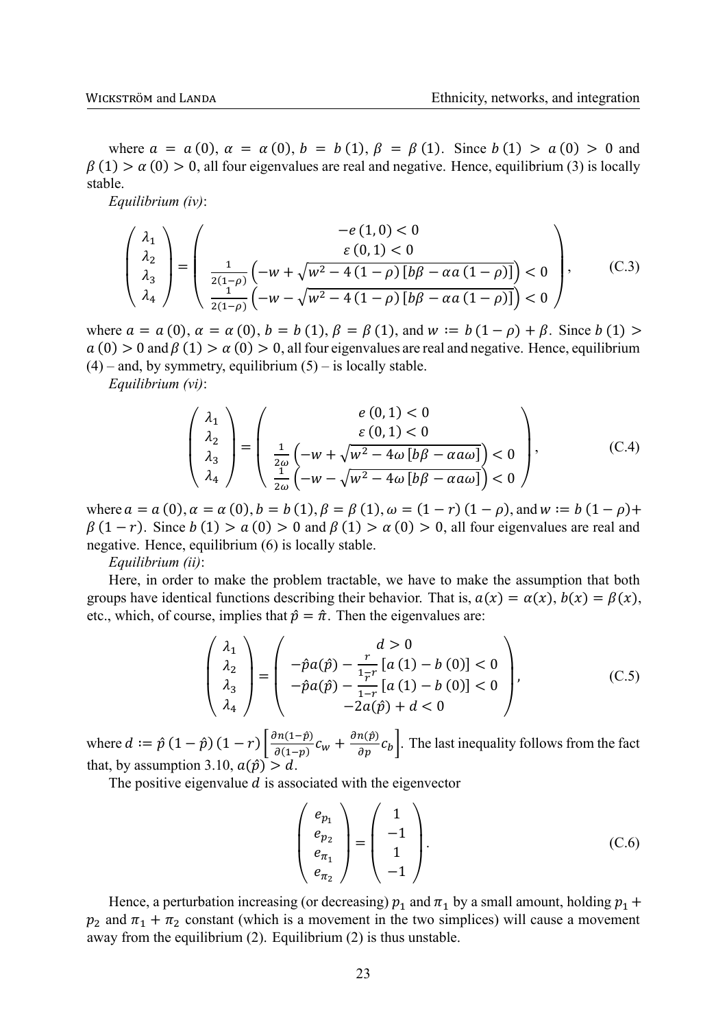where $a = a(0)$, $\alpha = \alpha(0)$, $b = b(1)$, $\beta = \beta(1)$. Since $b(1) > a(0) > 0$ and $\beta(1) > \alpha(0) > 0$, all four eigenvalues are real and negative. Hence, equilibrium (3) is locally stable.

*Equilibrium (iv)*:

$$\begin{pmatrix} \lambda_1 \\ \lambda_2 \\ \lambda_3 \\ \lambda_4 \end{pmatrix} = \begin{pmatrix} -e(1,0) < 0 \\ \varepsilon(0,1) < 0 \\ \frac{1}{2(1-\rho)}\left(-w + \sqrt{w^2 - 4(1-\rho)\left[b\beta - \alpha a(1-\rho)\right]}\right) < 0 \\ \frac{1}{2(1-\rho)}\left(-w - \sqrt{w^2 - 4(1-\rho)\left[b\beta - \alpha a(1-\rho)\right]}\right) < 0 \end{pmatrix}, \tag{C.3}$$

where $a = a(0)$, $\alpha = \alpha(0)$, $b = b(1)$, $\beta = \beta(1)$, and $w := b(1-\rho) + \beta$. Since $b(1) > a(0) > 0$ and $\beta(1) > \alpha(0) > 0$, all four eigenvalues are real and negative. Hence, equilibrium (4) – and, by symmetry, equilibrium (5) – is locally stable.

*Equilibrium (vi)*:

$$\begin{pmatrix} \lambda_1 \\ \lambda_2 \\ \lambda_3 \\ \lambda_4 \end{pmatrix} = \begin{pmatrix} e(0,1) < 0 \\ \varepsilon(0,1) < 0 \\ \frac{1}{2\omega}\left(-w + \sqrt{w^2 - 4\omega\left[b\beta - \alpha a\omega\right]}\right) < 0 \\ \frac{1}{2\omega}\left(-w - \sqrt{w^2 - 4\omega\left[b\beta - \alpha a\omega\right]}\right) < 0 \end{pmatrix}, \tag{C.4}$$

where $a = a(0)$, $\alpha = \alpha(0)$, $b = b(1)$, $\beta = \beta(1)$, $\omega = (1-r)(1-\rho)$, and $w := b(1-\rho) + \beta(1-r)$. Since $b(1) > a(0) > 0$ and $\beta(1) > \alpha(0) > 0$, all four eigenvalues are real and negative. Hence, equilibrium (6) is locally stable.

*Equilibrium (ii)*:

Here, in order to make the problem tractable, we have to make the assumption that both groups have identical functions describing their behavior. That is, $a(x) = \alpha(x)$, $b(x) = \beta(x)$, etc., which, of course, implies that $\hat{p} = \hat{\pi}$. Then the eigenvalues are:

$$\begin{pmatrix} \lambda_1 \\ \lambda_2 \\ \lambda_3 \\ \lambda_4 \end{pmatrix} = \begin{pmatrix} d > 0 \\ -\hat{p}a(\hat{p}) - \frac{r}{1-r}\left[a(1) - b(0)\right] < 0 \\ -\hat{p}a(\hat{p}) - \frac{r}{1-r}\left[a(1) - b(0)\right] < 0 \\ -2a(\hat{p}) + d < 0 \end{pmatrix}, \tag{C.5}$$

where $d := \hat{p}(1-\hat{p})(1-r)\left[\frac{\partial n(1-\hat{p})}{\partial(1-p)}c_w + \frac{\partial n(\hat{p})}{\partial p}c_b\right]$. The last inequality follows from the fact that, by assumption 3.10, $a(\hat{p}) > d$.

The positive eigenvalue $d$ is associated with the eigenvector

$$\begin{pmatrix} e_{p_1} \\ e_{p_2} \\ e_{\pi_1} \\ e_{\pi_2} \end{pmatrix} = \begin{pmatrix} 1 \\ -1 \\ 1 \\ -1 \end{pmatrix}. \tag{C.6}$$

Hence, a perturbation increasing (or decreasing) $p_1$ and $\pi_1$ by a small amount, holding $p_1 + p_2$ and $\pi_1 + \pi_2$ constant (which is a movement in the two simplices) will cause a movement away from the equilibrium (2). Equilibrium (2) is thus unstable.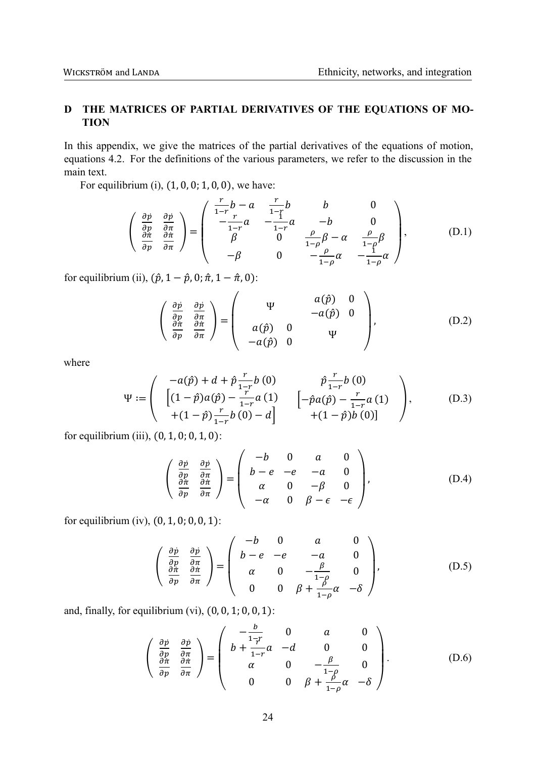## D THE MATRICES OF PARTIAL DERIVATIVES OF THE EQUATIONS OF MOTION

In this appendix, we give the matrices of the partial derivatives of the equations of motion, equations 4.2. For the definitions of the various parameters, we refer to the discussion in the main text.

For equilibrium (i), $(1,0,0;1,0,0)$, we have:

$$
\begin{pmatrix} \frac{\partial \dot{p}}{\partial p} & \frac{\partial \dot{p}}{\partial \pi} \\ \frac{\partial \dot{\pi}}{\partial p} & \frac{\partial \dot{\pi}}{\partial \pi} \end{pmatrix} = \begin{pmatrix} \frac{r}{1-r}b - a & \frac{r}{1-r}b & b & 0 \\ -\frac{r}{1-r}a & -\frac{1}{1-r}a & -b & 0 \\ \beta & 0 & \frac{\rho}{1-\rho}\beta - \alpha & \frac{\rho}{1-\rho}\beta \\ -\beta & 0 & -\frac{\rho}{1-\rho}\alpha & -\frac{1}{1-\rho}\alpha \end{pmatrix}, \tag{D.1}
$$

for equilibrium (ii), $(\hat{p}, 1-\hat{p}, 0; \hat{\pi}, 1-\hat{\pi}, 0)$:

$$
\begin{pmatrix} \frac{\partial \dot{p}}{\partial p} & \frac{\partial \dot{p}}{\partial \pi} \\ \frac{\partial \dot{\pi}}{\partial p} & \frac{\partial \dot{\pi}}{\partial \pi} \end{pmatrix} = \begin{pmatrix} \Psi & \begin{matrix} a(\hat{p}) & 0 \\ -a(\hat{p}) & 0 \end{matrix} \\ \begin{matrix} a(\hat{p}) & 0 \\ -a(\hat{p}) & 0 \end{matrix} & \Psi \end{pmatrix}, \tag{D.2}
$$

where

$$
\Psi := \begin{pmatrix} -a(\hat{p}) + d + \hat{p}\frac{r}{1-r}b\,(0) & \hat{p}\frac{r}{1-r}b\,(0) \\ \left[(1-\hat{p})a(\hat{p}) - \frac{r}{1-r}a\,(1) + (1-\hat{p})\frac{r}{1-r}b\,(0) - d\right] & \left[-\hat{p}a(\hat{p}) - \frac{r}{1-r}a\,(1) + (1-\hat{p})b\,(0)\right] \end{pmatrix}, \tag{D.3}
$$

for equilibrium (iii), $(0,1,0;0,1,0)$:

$$
\begin{pmatrix} \frac{\partial \dot{p}}{\partial p} & \frac{\partial \dot{p}}{\partial \pi} \\ \frac{\partial \dot{\pi}}{\partial p} & \frac{\partial \dot{\pi}}{\partial \pi} \end{pmatrix} = \begin{pmatrix} -b & 0 & a & 0 \\ b-e & -e & -a & 0 \\ \alpha & 0 & -\beta & 0 \\ -\alpha & 0 & \beta - \epsilon & -\epsilon \end{pmatrix}, \tag{D.4}
$$

for equilibrium (iv), $(0,1,0;0,0,1)$:

$$
\begin{pmatrix} \frac{\partial \dot{p}}{\partial p} & \frac{\partial \dot{p}}{\partial \pi} \\ \frac{\partial \dot{\pi}}{\partial p} & \frac{\partial \dot{\pi}}{\partial \pi} \end{pmatrix} = \begin{pmatrix} -b & 0 & a & 0 \\ b-e & -e & -a & 0 \\ \alpha & 0 & -\frac{\beta}{1-\rho} & 0 \\ 0 & 0 & \beta + \frac{\rho}{1-\rho}\alpha & -\delta \end{pmatrix}, \tag{D.5}
$$

and, finally, for equilibrium (vi), $(0,0,1;0,0,1)$:

$$
\begin{pmatrix} \frac{\partial \dot{p}}{\partial p} & \frac{\partial \dot{p}}{\partial \pi} \\ \frac{\partial \dot{\pi}}{\partial p} & \frac{\partial \dot{\pi}}{\partial \pi} \end{pmatrix} = \begin{pmatrix} -\frac{b}{1-r} & 0 & a & 0 \\ b + \frac{r}{1-r}a & -d & 0 & 0 \\ \alpha & 0 & -\frac{\beta}{1-\rho} & 0 \\ 0 & 0 & \beta + \frac{\rho}{1-\rho}\alpha & -\delta \end{pmatrix}. \tag{D.6}
$$